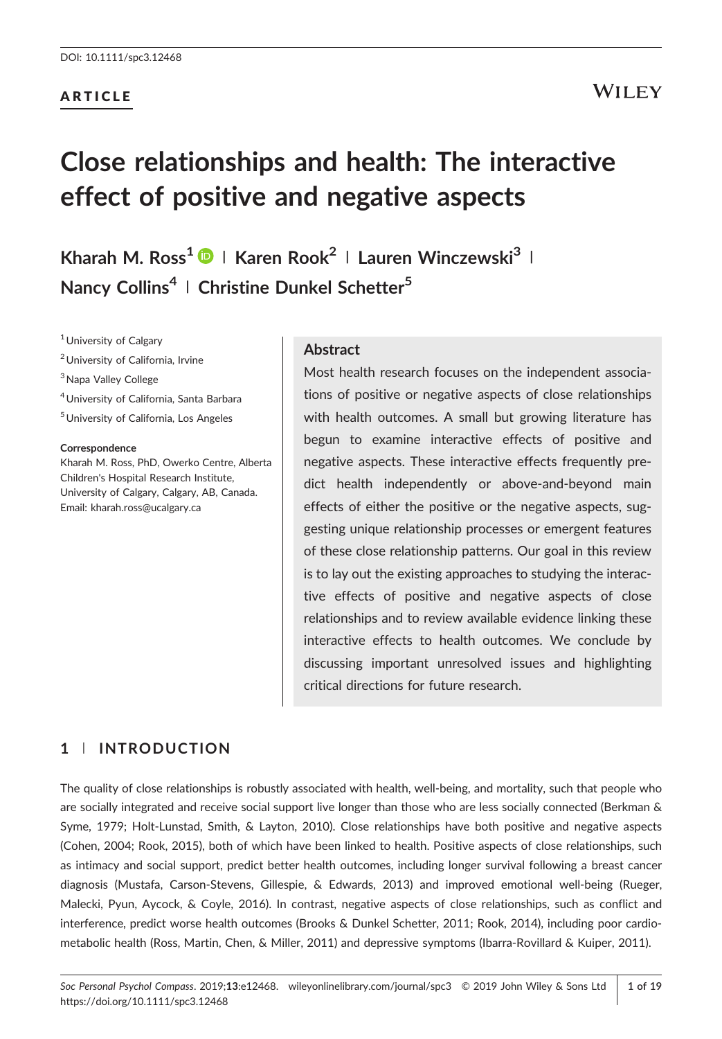DOI: 10.1111/spc3.12468

ARTICLE

# Close relationships and health: The interactive effect of positive and negative aspects

**Kharah M. Ross[1] | Karen Rook[2] | Lauren Winczewski[3] | Nancy Collins[4] | Christine Dunkel Schetter[5]**

[1] University of Calgary
[2] University of California, Irvine
[3] Napa Valley College
[4] University of California, Santa Barbara
[5] University of California, Los Angeles

**Correspondence**
Kharah M. Ross, PhD, Owerko Centre, Alberta Children's Hospital Research Institute, University of Calgary, Calgary, AB, Canada.
Email: kharah.ross@ucalgary.ca

## Abstract

Most health research focuses on the independent associations of positive or negative aspects of close relationships with health outcomes. A small but growing literature has begun to examine interactive effects of positive and negative aspects. These interactive effects frequently predict health independently or above-and-beyond main effects of either the positive or the negative aspects, suggesting unique relationship processes or emergent features of these close relationship patterns. Our goal in this review is to lay out the existing approaches to studying the interactive effects of positive and negative aspects of close relationships and to review available evidence linking these interactive effects to health outcomes. We conclude by discussing important unresolved issues and highlighting critical directions for future research.

## 1 | INTRODUCTION

The quality of close relationships is robustly associated with health, well-being, and mortality, such that people who are socially integrated and receive social support live longer than those who are less socially connected (Berkman & Syme, 1979; Holt-Lunstad, Smith, & Layton, 2010). Close relationships have both positive and negative aspects (Cohen, 2004; Rook, 2015), both of which have been linked to health. Positive aspects of close relationships, such as intimacy and social support, predict better health outcomes, including longer survival following a breast cancer diagnosis (Mustafa, Carson-Stevens, Gillespie, & Edwards, 2013) and improved emotional well-being (Rueger, Malecki, Pyun, Aycock, & Coyle, 2016). In contrast, negative aspects of close relationships, such as conflict and interference, predict worse health outcomes (Brooks & Dunkel Schetter, 2011; Rook, 2014), including poor cardiometabolic health (Ross, Martin, Chen, & Miller, 2011) and depressive symptoms (Ibarra-Rovillard & Kuiper, 2011).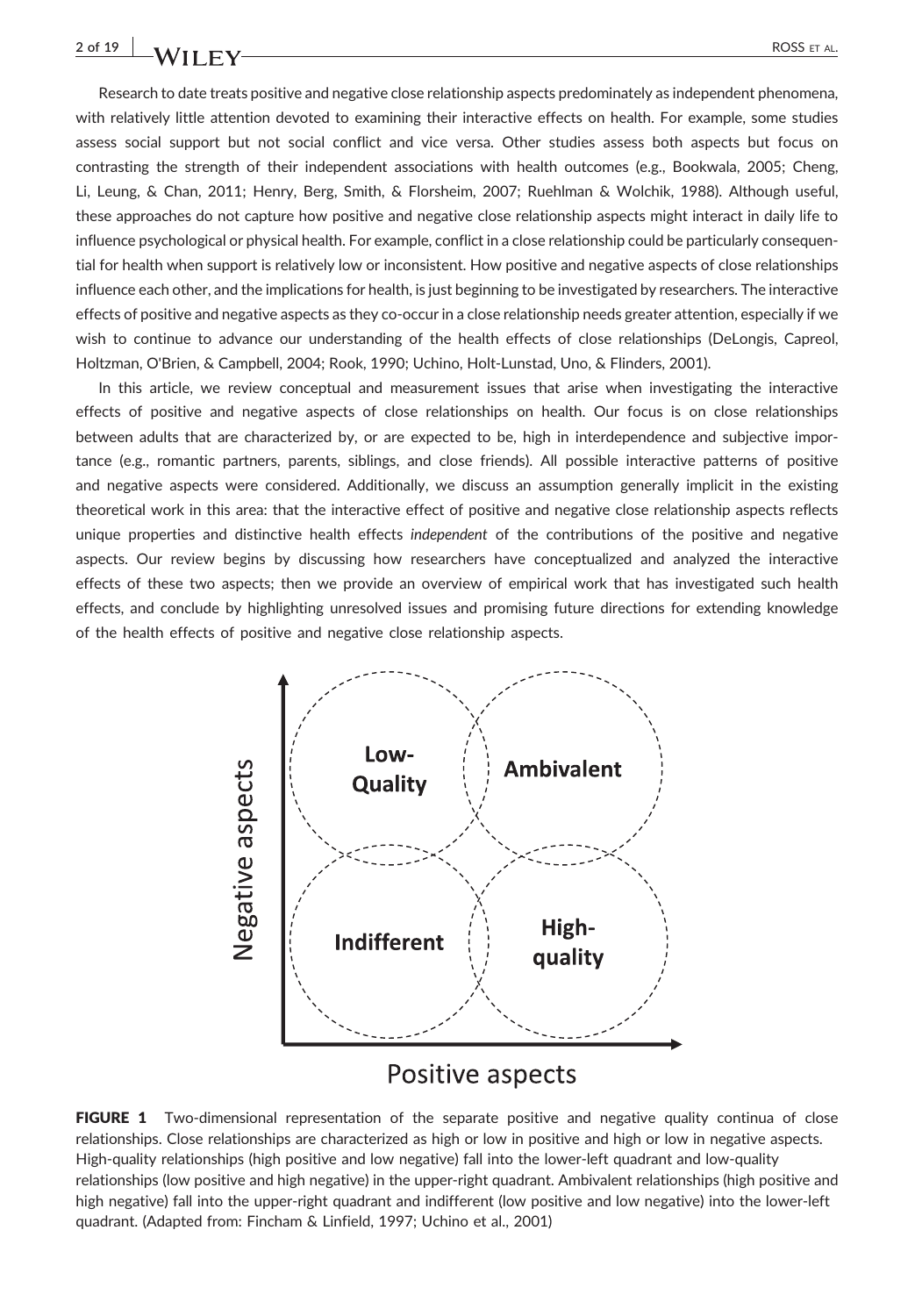Research to date treats positive and negative close relationship aspects predominately as independent phenomena, with relatively little attention devoted to examining their interactive effects on health. For example, some studies assess social support but not social conflict and vice versa. Other studies assess both aspects but focus on contrasting the strength of their independent associations with health outcomes (e.g., Bookwala, 2005; Cheng, Li, Leung, & Chan, 2011; Henry, Berg, Smith, & Florsheim, 2007; Ruehlman & Wolchik, 1988). Although useful, these approaches do not capture how positive and negative close relationship aspects might interact in daily life to influence psychological or physical health. For example, conflict in a close relationship could be particularly consequential for health when support is relatively low or inconsistent. How positive and negative aspects of close relationships influence each other, and the implications for health, is just beginning to be investigated by researchers. The interactive effects of positive and negative aspects as they co-occur in a close relationship needs greater attention, especially if we wish to continue to advance our understanding of the health effects of close relationships (DeLongis, Capreol, Holtzman, O'Brien, & Campbell, 2004; Rook, 1990; Uchino, Holt-Lunstad, Uno, & Flinders, 2001).

In this article, we review conceptual and measurement issues that arise when investigating the interactive effects of positive and negative aspects of close relationships on health. Our focus is on close relationships between adults that are characterized by, or are expected to be, high in interdependence and subjective importance (e.g., romantic partners, parents, siblings, and close friends). All possible interactive patterns of positive and negative aspects were considered. Additionally, we discuss an assumption generally implicit in the existing theoretical work in this area: that the interactive effect of positive and negative close relationship aspects reflects unique properties and distinctive health effects *independent* of the contributions of the positive and negative aspects. Our review begins by discussing how researchers have conceptualized and analyzed the interactive effects of these two aspects; then we provide an overview of empirical work that has investigated such health effects, and conclude by highlighting unresolved issues and promising future directions for extending knowledge of the health effects of positive and negative close relationship aspects.

Negative aspects | Positive aspects

Low-Quality | Ambivalent | Indifferent | High-quality

**FIGURE 1** Two-dimensional representation of the separate positive and negative quality continua of close relationships. Close relationships are characterized as high or low in positive and high or low in negative aspects. High-quality relationships (high positive and low negative) fall into the lower-left quadrant and low-quality relationships (low positive and high negative) in the upper-right quadrant. Ambivalent relationships (high positive and high negative) fall into the upper-right quadrant and indifferent (low positive and low negative) into the lower-left quadrant. (Adapted from: Fincham & Linfield, 1997; Uchino et al., 2001)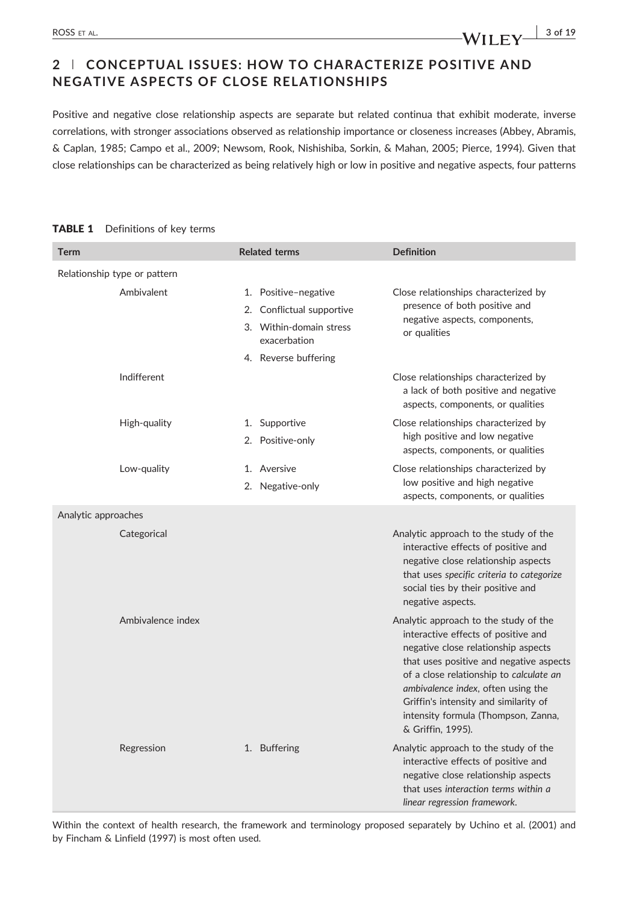## 2 | CONCEPTUAL ISSUES: HOW TO CHARACTERIZE POSITIVE AND NEGATIVE ASPECTS OF CLOSE RELATIONSHIPS

Positive and negative close relationship aspects are separate but related continua that exhibit moderate, inverse correlations, with stronger associations observed as relationship importance or closeness increases (Abbey, Abramis, & Caplan, 1985; Campo et al., 2009; Newsom, Rook, Nishishiba, Sorkin, & Mahan, 2005; Pierce, 1994). Given that close relationships can be characterized as being relatively high or low in positive and negative aspects, four patterns

**TABLE 1** Definitions of key terms

| Term | Related terms | Definition |
|---|---|---|
| Relationship type or pattern | | |
| Ambivalent | 1. Positive–negative<br>2. Conflictual supportive<br>3. Within-domain stress exacerbation<br>4. Reverse buffering | Close relationships characterized by presence of both positive and negative aspects, components, or qualities |
| Indifferent | | Close relationships characterized by a lack of both positive and negative aspects, components, or qualities |
| High-quality | 1. Supportive<br>2. Positive-only | Close relationships characterized by high positive and low negative aspects, components, or qualities |
| Low-quality | 1. Aversive<br>2. Negative-only | Close relationships characterized by low positive and high negative aspects, components, or qualities |
| Analytic approaches | | |
| Categorical | | Analytic approach to the study of the interactive effects of positive and negative close relationship aspects that uses *specific criteria to categorize* social ties by their positive and negative aspects. |
| Ambivalence index | | Analytic approach to the study of the interactive effects of positive and negative close relationship aspects that uses positive and negative aspects of a close relationship to *calculate an ambivalence index*, often using the Griffin's intensity and similarity of intensity formula (Thompson, Zanna, & Griffin, 1995). |
| Regression | 1. Buffering | Analytic approach to the study of the interactive effects of positive and negative close relationship aspects that uses *interaction terms within a linear regression framework*. |

Within the context of health research, the framework and terminology proposed separately by Uchino et al. (2001) and by Fincham & Linfield (1997) is most often used.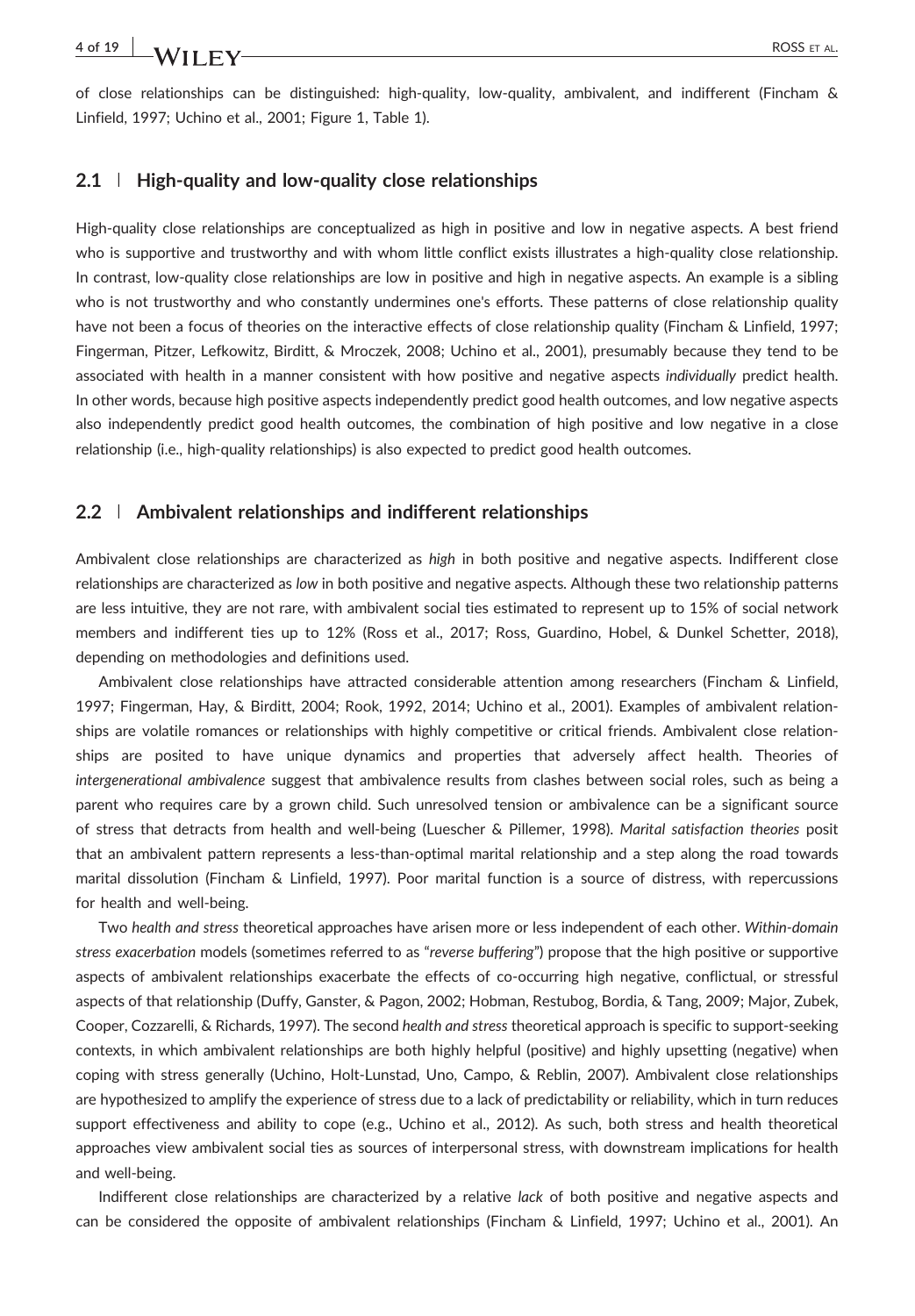of close relationships can be distinguished: high-quality, low-quality, ambivalent, and indifferent (Fincham & Linfield, 1997; Uchino et al., 2001; Figure 1, Table 1).

## 2.1 | High-quality and low-quality close relationships

High-quality close relationships are conceptualized as high in positive and low in negative aspects. A best friend who is supportive and trustworthy and with whom little conflict exists illustrates a high-quality close relationship. In contrast, low-quality close relationships are low in positive and high in negative aspects. An example is a sibling who is not trustworthy and who constantly undermines one's efforts. These patterns of close relationship quality have not been a focus of theories on the interactive effects of close relationship quality (Fincham & Linfield, 1997; Fingerman, Pitzer, Lefkowitz, Birditt, & Mroczek, 2008; Uchino et al., 2001), presumably because they tend to be associated with health in a manner consistent with how positive and negative aspects *individually* predict health. In other words, because high positive aspects independently predict good health outcomes, and low negative aspects also independently predict good health outcomes, the combination of high positive and low negative in a close relationship (i.e., high-quality relationships) is also expected to predict good health outcomes.

## 2.2 | Ambivalent relationships and indifferent relationships

Ambivalent close relationships are characterized as *high* in both positive and negative aspects. Indifferent close relationships are characterized as *low* in both positive and negative aspects. Although these two relationship patterns are less intuitive, they are not rare, with ambivalent social ties estimated to represent up to 15% of social network members and indifferent ties up to 12% (Ross et al., 2017; Ross, Guardino, Hobel, & Dunkel Schetter, 2018), depending on methodologies and definitions used.

Ambivalent close relationships have attracted considerable attention among researchers (Fincham & Linfield, 1997; Fingerman, Hay, & Birditt, 2004; Rook, 1992, 2014; Uchino et al., 2001). Examples of ambivalent relationships are volatile romances or relationships with highly competitive or critical friends. Ambivalent close relationships are posited to have unique dynamics and properties that adversely affect health. Theories of *intergenerational ambivalence* suggest that ambivalence results from clashes between social roles, such as being a parent who requires care by a grown child. Such unresolved tension or ambivalence can be a significant source of stress that detracts from health and well-being (Luescher & Pillemer, 1998). *Marital satisfaction theories* posit that an ambivalent pattern represents a less-than-optimal marital relationship and a step along the road towards marital dissolution (Fincham & Linfield, 1997). Poor marital function is a source of distress, with repercussions for health and well-being.

Two *health and stress* theoretical approaches have arisen more or less independent of each other. *Within-domain stress exacerbation* models (sometimes referred to as "*reverse buffering*") propose that the high positive or supportive aspects of ambivalent relationships exacerbate the effects of co-occurring high negative, conflictual, or stressful aspects of that relationship (Duffy, Ganster, & Pagon, 2002; Hobman, Restubog, Bordia, & Tang, 2009; Major, Zubek, Cooper, Cozzarelli, & Richards, 1997). The second *health and stress* theoretical approach is specific to support-seeking contexts, in which ambivalent relationships are both highly helpful (positive) and highly upsetting (negative) when coping with stress generally (Uchino, Holt-Lunstad, Uno, Campo, & Reblin, 2007). Ambivalent close relationships are hypothesized to amplify the experience of stress due to a lack of predictability or reliability, which in turn reduces support effectiveness and ability to cope (e.g., Uchino et al., 2012). As such, both stress and health theoretical approaches view ambivalent social ties as sources of interpersonal stress, with downstream implications for health and well-being.

Indifferent close relationships are characterized by a relative *lack* of both positive and negative aspects and can be considered the opposite of ambivalent relationships (Fincham & Linfield, 1997; Uchino et al., 2001). An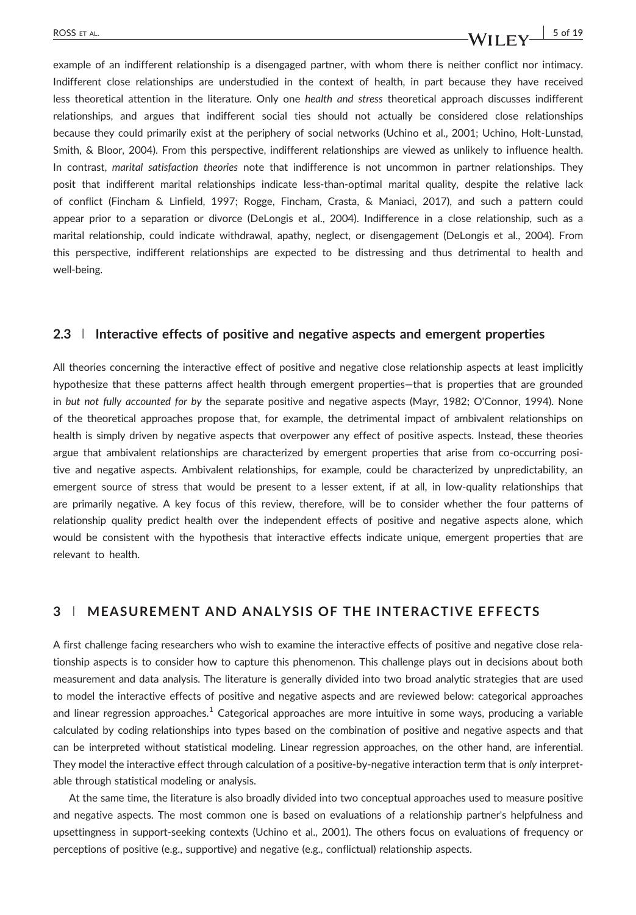example of an indifferent relationship is a disengaged partner, with whom there is neither conflict nor intimacy. Indifferent close relationships are understudied in the context of health, in part because they have received less theoretical attention in the literature. Only one *health and stress* theoretical approach discusses indifferent relationships, and argues that indifferent social ties should not actually be considered close relationships because they could primarily exist at the periphery of social networks (Uchino et al., 2001; Uchino, Holt-Lunstad, Smith, & Bloor, 2004). From this perspective, indifferent relationships are viewed as unlikely to influence health. In contrast, *marital satisfaction theories* note that indifference is not uncommon in partner relationships. They posit that indifferent marital relationships indicate less-than-optimal marital quality, despite the relative lack of conflict (Fincham & Linfield, 1997; Rogge, Fincham, Crasta, & Maniaci, 2017), and such a pattern could appear prior to a separation or divorce (DeLongis et al., 2004). Indifference in a close relationship, such as a marital relationship, could indicate withdrawal, apathy, neglect, or disengagement (DeLongis et al., 2004). From this perspective, indifferent relationships are expected to be distressing and thus detrimental to health and well-being.

### 2.3 | Interactive effects of positive and negative aspects and emergent properties

All theories concerning the interactive effect of positive and negative close relationship aspects at least implicitly hypothesize that these patterns affect health through emergent properties—that is properties that are grounded in *but not fully accounted for by* the separate positive and negative aspects (Mayr, 1982; O'Connor, 1994). None of the theoretical approaches propose that, for example, the detrimental impact of ambivalent relationships on health is simply driven by negative aspects that overpower any effect of positive aspects. Instead, these theories argue that ambivalent relationships are characterized by emergent properties that arise from co-occurring positive and negative aspects. Ambivalent relationships, for example, could be characterized by unpredictability, an emergent source of stress that would be present to a lesser extent, if at all, in low-quality relationships that are primarily negative. A key focus of this review, therefore, will be to consider whether the four patterns of relationship quality predict health over the independent effects of positive and negative aspects alone, which would be consistent with the hypothesis that interactive effects indicate unique, emergent properties that are relevant to health.

## 3 | MEASUREMENT AND ANALYSIS OF THE INTERACTIVE EFFECTS

A first challenge facing researchers who wish to examine the interactive effects of positive and negative close relationship aspects is to consider how to capture this phenomenon. This challenge plays out in decisions about both measurement and data analysis. The literature is generally divided into two broad analytic strategies that are used to model the interactive effects of positive and negative aspects and are reviewed below: categorical approaches and linear regression approaches.[1] Categorical approaches are more intuitive in some ways, producing a variable calculated by coding relationships into types based on the combination of positive and negative aspects and that can be interpreted without statistical modeling. Linear regression approaches, on the other hand, are inferential. They model the interactive effect through calculation of a positive-by-negative interaction term that is *only* interpretable through statistical modeling or analysis.

At the same time, the literature is also broadly divided into two conceptual approaches used to measure positive and negative aspects. The most common one is based on evaluations of a relationship partner's helpfulness and upsettingness in support-seeking contexts (Uchino et al., 2001). The others focus on evaluations of frequency or perceptions of positive (e.g., supportive) and negative (e.g., conflictual) relationship aspects.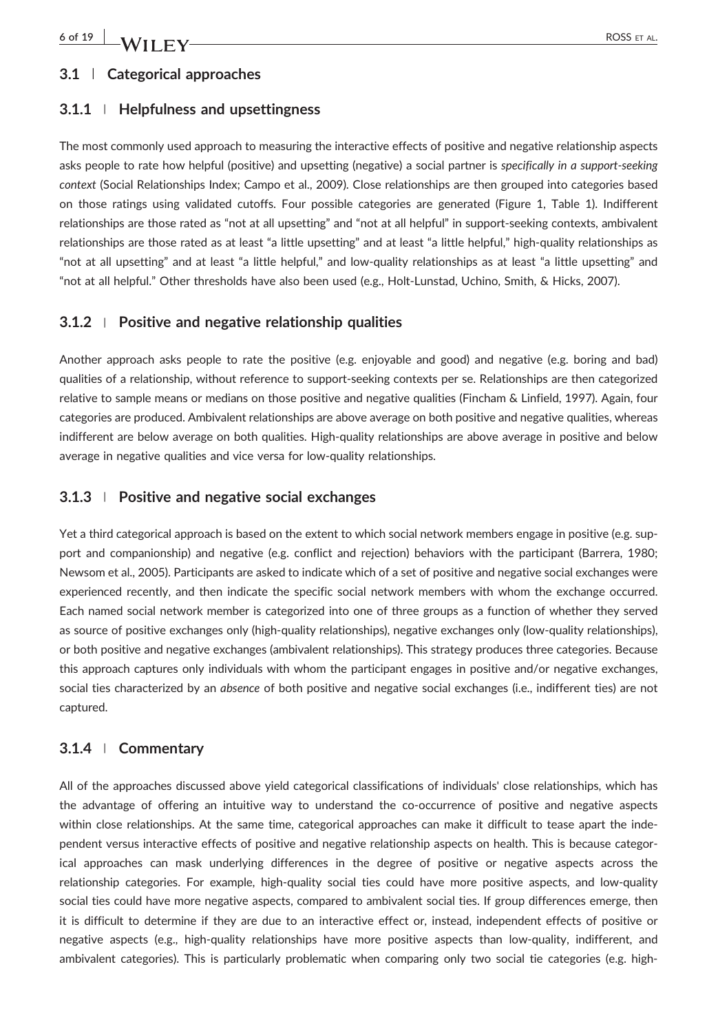## 3.1 | Categorical approaches

### 3.1.1 | Helpfulness and upsettingness

The most commonly used approach to measuring the interactive effects of positive and negative relationship aspects asks people to rate how helpful (positive) and upsetting (negative) a social partner is *specifically in a support-seeking context* (Social Relationships Index; Campo et al., 2009). Close relationships are then grouped into categories based on those ratings using validated cutoffs. Four possible categories are generated (Figure 1, Table 1). Indifferent relationships are those rated as "not at all upsetting" and "not at all helpful" in support-seeking contexts, ambivalent relationships are those rated as at least "a little upsetting" and at least "a little helpful," high-quality relationships as "not at all upsetting" and at least "a little helpful," and low-quality relationships as at least "a little upsetting" and "not at all helpful." Other thresholds have also been used (e.g., Holt-Lunstad, Uchino, Smith, & Hicks, 2007).

### 3.1.2 | Positive and negative relationship qualities

Another approach asks people to rate the positive (e.g. enjoyable and good) and negative (e.g. boring and bad) qualities of a relationship, without reference to support-seeking contexts per se. Relationships are then categorized relative to sample means or medians on those positive and negative qualities (Fincham & Linfield, 1997). Again, four categories are produced. Ambivalent relationships are above average on both positive and negative qualities, whereas indifferent are below average on both qualities. High-quality relationships are above average in positive and below average in negative qualities and vice versa for low-quality relationships.

### 3.1.3 | Positive and negative social exchanges

Yet a third categorical approach is based on the extent to which social network members engage in positive (e.g. support and companionship) and negative (e.g. conflict and rejection) behaviors with the participant (Barrera, 1980; Newsom et al., 2005). Participants are asked to indicate which of a set of positive and negative social exchanges were experienced recently, and then indicate the specific social network members with whom the exchange occurred. Each named social network member is categorized into one of three groups as a function of whether they served as source of positive exchanges only (high-quality relationships), negative exchanges only (low-quality relationships), or both positive and negative exchanges (ambivalent relationships). This strategy produces three categories. Because this approach captures only individuals with whom the participant engages in positive and/or negative exchanges, social ties characterized by an *absence* of both positive and negative social exchanges (i.e., indifferent ties) are not captured.

### 3.1.4 | Commentary

All of the approaches discussed above yield categorical classifications of individuals' close relationships, which has the advantage of offering an intuitive way to understand the co-occurrence of positive and negative aspects within close relationships. At the same time, categorical approaches can make it difficult to tease apart the independent versus interactive effects of positive and negative relationship aspects on health. This is because categorical approaches can mask underlying differences in the degree of positive or negative aspects across the relationship categories. For example, high-quality social ties could have more positive aspects, and low-quality social ties could have more negative aspects, compared to ambivalent social ties. If group differences emerge, then it is difficult to determine if they are due to an interactive effect or, instead, independent effects of positive or negative aspects (e.g., high-quality relationships have more positive aspects than low-quality, indifferent, and ambivalent categories). This is particularly problematic when comparing only two social tie categories (e.g. high-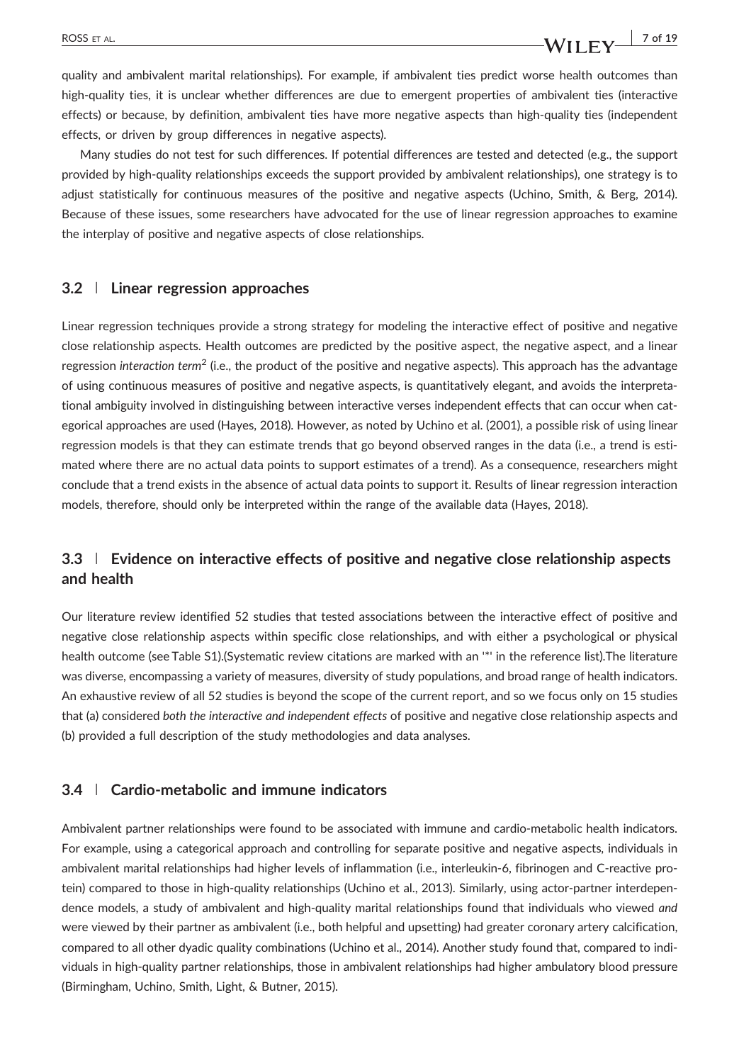quality and ambivalent marital relationships). For example, if ambivalent ties predict worse health outcomes than high-quality ties, it is unclear whether differences are due to emergent properties of ambivalent ties (interactive effects) or because, by definition, ambivalent ties have more negative aspects than high-quality ties (independent effects, or driven by group differences in negative aspects).

Many studies do not test for such differences. If potential differences are tested and detected (e.g., the support provided by high-quality relationships exceeds the support provided by ambivalent relationships), one strategy is to adjust statistically for continuous measures of the positive and negative aspects (Uchino, Smith, & Berg, 2014). Because of these issues, some researchers have advocated for the use of linear regression approaches to examine the interplay of positive and negative aspects of close relationships.

### 3.2 | Linear regression approaches

Linear regression techniques provide a strong strategy for modeling the interactive effect of positive and negative close relationship aspects. Health outcomes are predicted by the positive aspect, the negative aspect, and a linear regression *interaction term*[2] (i.e., the product of the positive and negative aspects). This approach has the advantage of using continuous measures of positive and negative aspects, is quantitatively elegant, and avoids the interpretational ambiguity involved in distinguishing between interactive verses independent effects that can occur when categorical approaches are used (Hayes, 2018). However, as noted by Uchino et al. (2001), a possible risk of using linear regression models is that they can estimate trends that go beyond observed ranges in the data (i.e., a trend is estimated where there are no actual data points to support estimates of a trend). As a consequence, researchers might conclude that a trend exists in the absence of actual data points to support it. Results of linear regression interaction models, therefore, should only be interpreted within the range of the available data (Hayes, 2018).

### 3.3 | Evidence on interactive effects of positive and negative close relationship aspects and health

Our literature review identified 52 studies that tested associations between the interactive effect of positive and negative close relationship aspects within specific close relationships, and with either a psychological or physical health outcome (see Table S1).(Systematic review citations are marked with an '*' in the reference list).The literature was diverse, encompassing a variety of measures, diversity of study populations, and broad range of health indicators. An exhaustive review of all 52 studies is beyond the scope of the current report, and so we focus only on 15 studies that (a) considered *both the interactive and independent effects* of positive and negative close relationship aspects and (b) provided a full description of the study methodologies and data analyses.

### 3.4 | Cardio-metabolic and immune indicators

Ambivalent partner relationships were found to be associated with immune and cardio-metabolic health indicators. For example, using a categorical approach and controlling for separate positive and negative aspects, individuals in ambivalent marital relationships had higher levels of inflammation (i.e., interleukin-6, fibrinogen and C-reactive protein) compared to those in high-quality relationships (Uchino et al., 2013). Similarly, using actor-partner interdependence models, a study of ambivalent and high-quality marital relationships found that individuals who viewed *and* were viewed by their partner as ambivalent (i.e., both helpful and upsetting) had greater coronary artery calcification, compared to all other dyadic quality combinations (Uchino et al., 2014). Another study found that, compared to individuals in high-quality partner relationships, those in ambivalent relationships had higher ambulatory blood pressure (Birmingham, Uchino, Smith, Light, & Butner, 2015).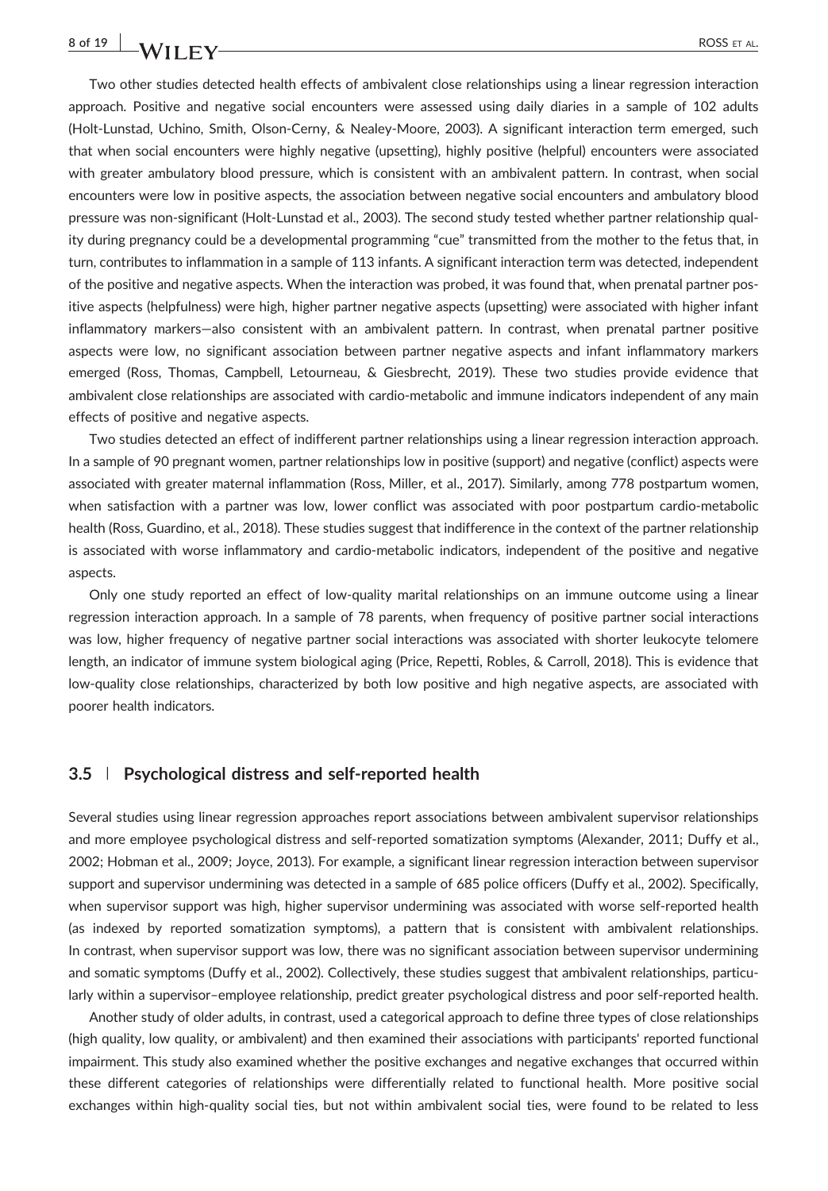Two other studies detected health effects of ambivalent close relationships using a linear regression interaction approach. Positive and negative social encounters were assessed using daily diaries in a sample of 102 adults (Holt-Lunstad, Uchino, Smith, Olson-Cerny, & Nealey-Moore, 2003). A significant interaction term emerged, such that when social encounters were highly negative (upsetting), highly positive (helpful) encounters were associated with greater ambulatory blood pressure, which is consistent with an ambivalent pattern. In contrast, when social encounters were low in positive aspects, the association between negative social encounters and ambulatory blood pressure was non-significant (Holt-Lunstad et al., 2003). The second study tested whether partner relationship quality during pregnancy could be a developmental programming "cue" transmitted from the mother to the fetus that, in turn, contributes to inflammation in a sample of 113 infants. A significant interaction term was detected, independent of the positive and negative aspects. When the interaction was probed, it was found that, when prenatal partner positive aspects (helpfulness) were high, higher partner negative aspects (upsetting) were associated with higher infant inflammatory markers—also consistent with an ambivalent pattern. In contrast, when prenatal partner positive aspects were low, no significant association between partner negative aspects and infant inflammatory markers emerged (Ross, Thomas, Campbell, Letourneau, & Giesbrecht, 2019). These two studies provide evidence that ambivalent close relationships are associated with cardio-metabolic and immune indicators independent of any main effects of positive and negative aspects.

Two studies detected an effect of indifferent partner relationships using a linear regression interaction approach. In a sample of 90 pregnant women, partner relationships low in positive (support) and negative (conflict) aspects were associated with greater maternal inflammation (Ross, Miller, et al., 2017). Similarly, among 778 postpartum women, when satisfaction with a partner was low, lower conflict was associated with poor postpartum cardio-metabolic health (Ross, Guardino, et al., 2018). These studies suggest that indifference in the context of the partner relationship is associated with worse inflammatory and cardio-metabolic indicators, independent of the positive and negative aspects.

Only one study reported an effect of low-quality marital relationships on an immune outcome using a linear regression interaction approach. In a sample of 78 parents, when frequency of positive partner social interactions was low, higher frequency of negative partner social interactions was associated with shorter leukocyte telomere length, an indicator of immune system biological aging (Price, Repetti, Robles, & Carroll, 2018). This is evidence that low-quality close relationships, characterized by both low positive and high negative aspects, are associated with poorer health indicators.

### 3.5 | Psychological distress and self-reported health

Several studies using linear regression approaches report associations between ambivalent supervisor relationships and more employee psychological distress and self-reported somatization symptoms (Alexander, 2011; Duffy et al., 2002; Hobman et al., 2009; Joyce, 2013). For example, a significant linear regression interaction between supervisor support and supervisor undermining was detected in a sample of 685 police officers (Duffy et al., 2002). Specifically, when supervisor support was high, higher supervisor undermining was associated with worse self-reported health (as indexed by reported somatization symptoms), a pattern that is consistent with ambivalent relationships. In contrast, when supervisor support was low, there was no significant association between supervisor undermining and somatic symptoms (Duffy et al., 2002). Collectively, these studies suggest that ambivalent relationships, particularly within a supervisor–employee relationship, predict greater psychological distress and poor self-reported health.

Another study of older adults, in contrast, used a categorical approach to define three types of close relationships (high quality, low quality, or ambivalent) and then examined their associations with participants' reported functional impairment. This study also examined whether the positive exchanges and negative exchanges that occurred within these different categories of relationships were differentially related to functional health. More positive social exchanges within high-quality social ties, but not within ambivalent social ties, were found to be related to less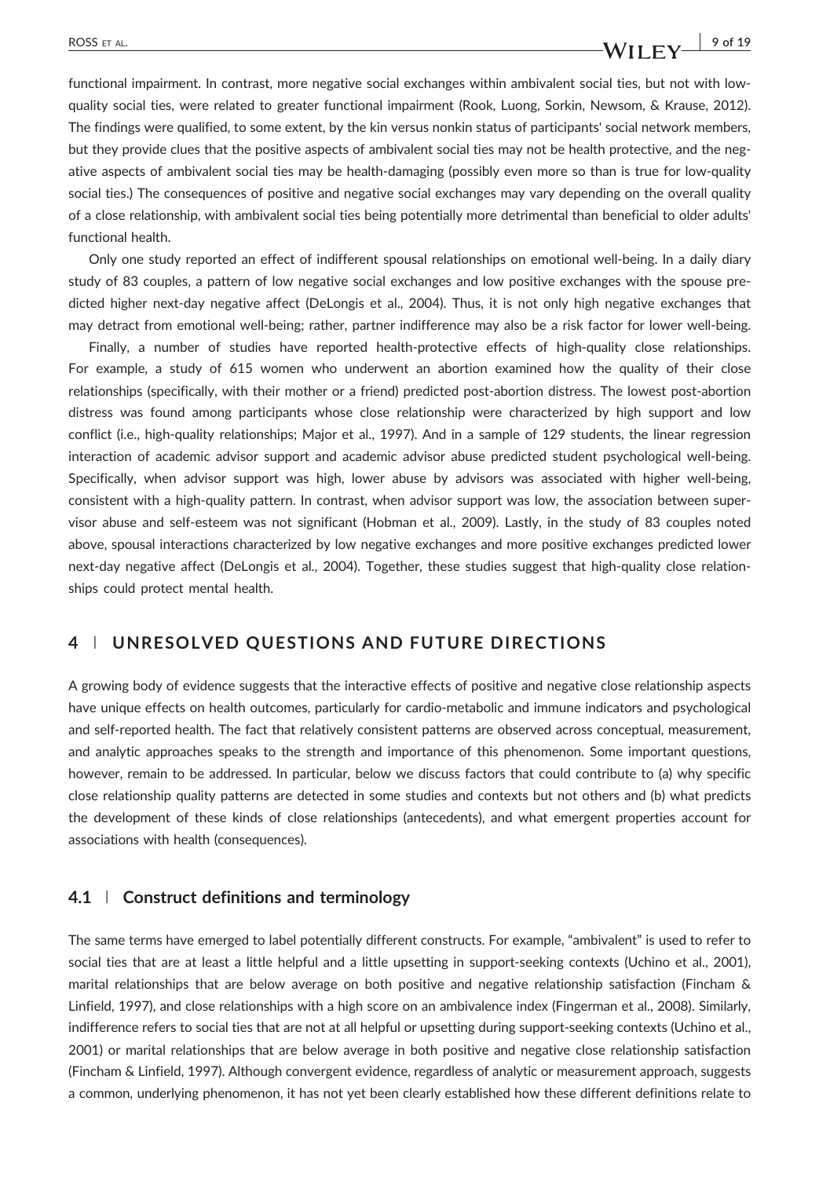functional impairment. In contrast, more negative social exchanges within ambivalent social ties, but not with low-quality social ties, were related to greater functional impairment (Rook, Luong, Sorkin, Newsom, & Krause, 2012). The findings were qualified, to some extent, by the kin versus nonkin status of participants' social network members, but they provide clues that the positive aspects of ambivalent social ties may not be health protective, and the negative aspects of ambivalent social ties may be health-damaging (possibly even more so than is true for low-quality social ties.) The consequences of positive and negative social exchanges may vary depending on the overall quality of a close relationship, with ambivalent social ties being potentially more detrimental than beneficial to older adults' functional health.

Only one study reported an effect of indifferent spousal relationships on emotional well-being. In a daily diary study of 83 couples, a pattern of low negative social exchanges and low positive exchanges with the spouse predicted higher next-day negative affect (DeLongis et al., 2004). Thus, it is not only high negative exchanges that may detract from emotional well-being; rather, partner indifference may also be a risk factor for lower well-being.

Finally, a number of studies have reported health-protective effects of high-quality close relationships. For example, a study of 615 women who underwent an abortion examined how the quality of their close relationships (specifically, with their mother or a friend) predicted post-abortion distress. The lowest post-abortion distress was found among participants whose close relationship were characterized by high support and low conflict (i.e., high-quality relationships; Major et al., 1997). And in a sample of 129 students, the linear regression interaction of academic advisor support and academic advisor abuse predicted student psychological well-being. Specifically, when advisor support was high, lower abuse by advisors was associated with higher well-being, consistent with a high-quality pattern. In contrast, when advisor support was low, the association between supervisor abuse and self-esteem was not significant (Hobman et al., 2009). Lastly, in the study of 83 couples noted above, spousal interactions characterized by low negative exchanges and more positive exchanges predicted lower next-day negative affect (DeLongis et al., 2004). Together, these studies suggest that high-quality close relationships could protect mental health.

## 4 | UNRESOLVED QUESTIONS AND FUTURE DIRECTIONS

A growing body of evidence suggests that the interactive effects of positive and negative close relationship aspects have unique effects on health outcomes, particularly for cardio-metabolic and immune indicators and psychological and self-reported health. The fact that relatively consistent patterns are observed across conceptual, measurement, and analytic approaches speaks to the strength and importance of this phenomenon. Some important questions, however, remain to be addressed. In particular, below we discuss factors that could contribute to (a) why specific close relationship quality patterns are detected in some studies and contexts but not others and (b) what predicts the development of these kinds of close relationships (antecedents), and what emergent properties account for associations with health (consequences).

### 4.1 | Construct definitions and terminology

The same terms have emerged to label potentially different constructs. For example, "ambivalent" is used to refer to social ties that are at least a little helpful and a little upsetting in support-seeking contexts (Uchino et al., 2001), marital relationships that are below average on both positive and negative relationship satisfaction (Fincham & Linfield, 1997), and close relationships with a high score on an ambivalence index (Fingerman et al., 2008). Similarly, indifference refers to social ties that are not at all helpful or upsetting during support-seeking contexts (Uchino et al., 2001) or marital relationships that are below average in both positive and negative close relationship satisfaction (Fincham & Linfield, 1997). Although convergent evidence, regardless of analytic or measurement approach, suggests a common, underlying phenomenon, it has not yet been clearly established how these different definitions relate to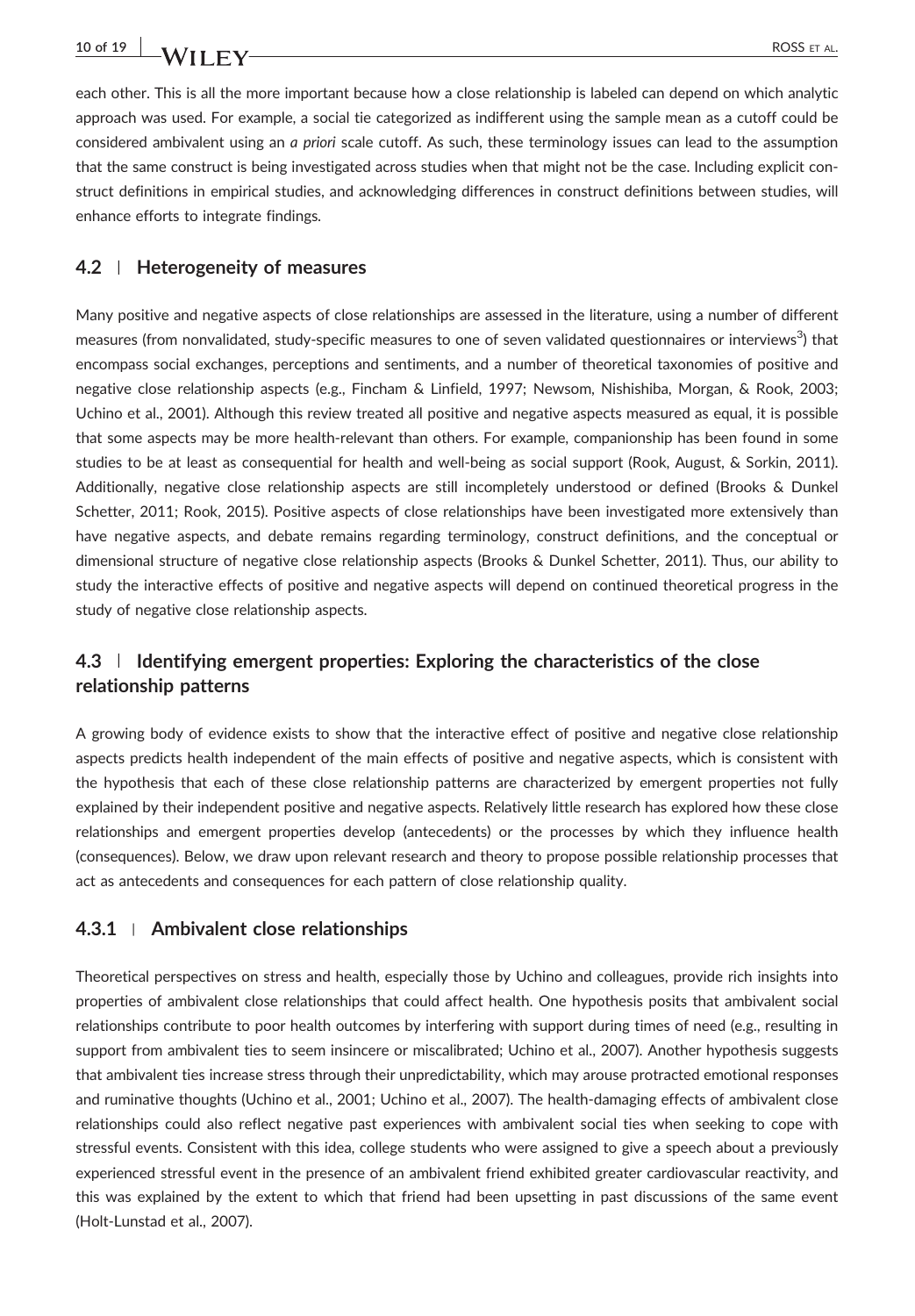each other. This is all the more important because how a close relationship is labeled can depend on which analytic approach was used. For example, a social tie categorized as indifferent using the sample mean as a cutoff could be considered ambivalent using an *a priori* scale cutoff. As such, these terminology issues can lead to the assumption that the same construct is being investigated across studies when that might not be the case. Including explicit construct definitions in empirical studies, and acknowledging differences in construct definitions between studies, will enhance efforts to integrate findings.

## 4.2 | Heterogeneity of measures

Many positive and negative aspects of close relationships are assessed in the literature, using a number of different measures (from nonvalidated, study-specific measures to one of seven validated questionnaires or interviews[3]) that encompass social exchanges, perceptions and sentiments, and a number of theoretical taxonomies of positive and negative close relationship aspects (e.g., Fincham & Linfield, 1997; Newsom, Nishishiba, Morgan, & Rook, 2003; Uchino et al., 2001). Although this review treated all positive and negative aspects measured as equal, it is possible that some aspects may be more health-relevant than others. For example, companionship has been found in some studies to be at least as consequential for health and well-being as social support (Rook, August, & Sorkin, 2011). Additionally, negative close relationship aspects are still incompletely understood or defined (Brooks & Dunkel Schetter, 2011; Rook, 2015). Positive aspects of close relationships have been investigated more extensively than have negative aspects, and debate remains regarding terminology, construct definitions, and the conceptual or dimensional structure of negative close relationship aspects (Brooks & Dunkel Schetter, 2011). Thus, our ability to study the interactive effects of positive and negative aspects will depend on continued theoretical progress in the study of negative close relationship aspects.

## 4.3 | Identifying emergent properties: Exploring the characteristics of the close relationship patterns

A growing body of evidence exists to show that the interactive effect of positive and negative close relationship aspects predicts health independent of the main effects of positive and negative aspects, which is consistent with the hypothesis that each of these close relationship patterns are characterized by emergent properties not fully explained by their independent positive and negative aspects. Relatively little research has explored how these close relationships and emergent properties develop (antecedents) or the processes by which they influence health (consequences). Below, we draw upon relevant research and theory to propose possible relationship processes that act as antecedents and consequences for each pattern of close relationship quality.

### 4.3.1 | Ambivalent close relationships

Theoretical perspectives on stress and health, especially those by Uchino and colleagues, provide rich insights into properties of ambivalent close relationships that could affect health. One hypothesis posits that ambivalent social relationships contribute to poor health outcomes by interfering with support during times of need (e.g., resulting in support from ambivalent ties to seem insincere or miscalibrated; Uchino et al., 2007). Another hypothesis suggests that ambivalent ties increase stress through their unpredictability, which may arouse protracted emotional responses and ruminative thoughts (Uchino et al., 2001; Uchino et al., 2007). The health-damaging effects of ambivalent close relationships could also reflect negative past experiences with ambivalent social ties when seeking to cope with stressful events. Consistent with this idea, college students who were assigned to give a speech about a previously experienced stressful event in the presence of an ambivalent friend exhibited greater cardiovascular reactivity, and this was explained by the extent to which that friend had been upsetting in past discussions of the same event (Holt-Lunstad et al., 2007).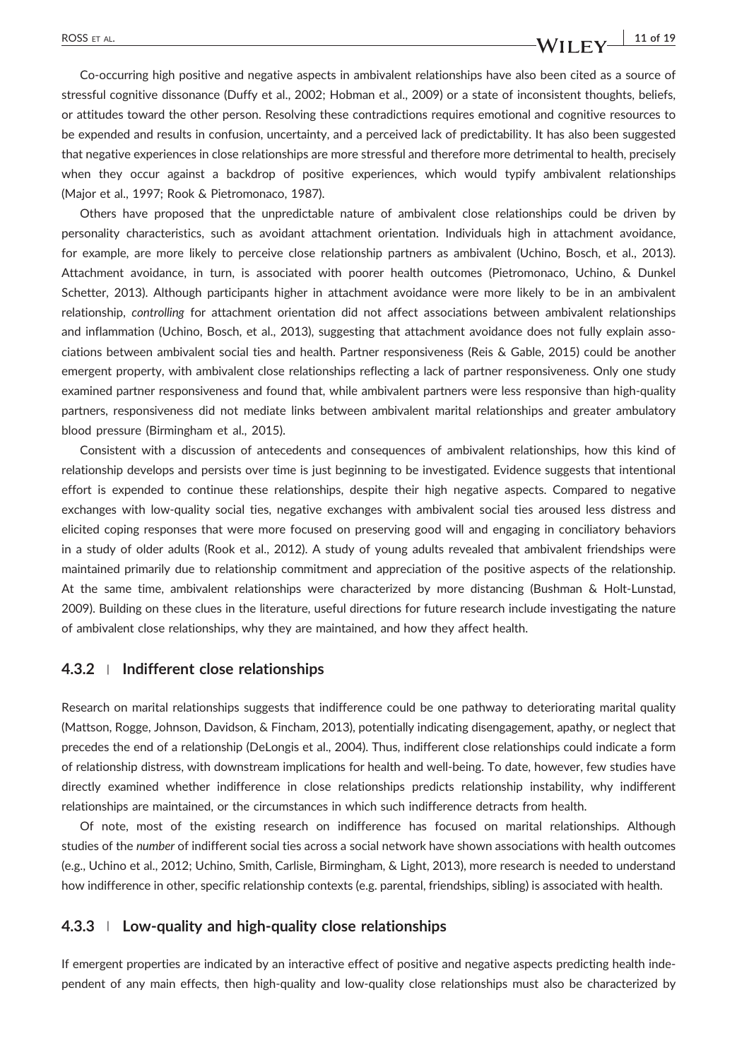Co-occurring high positive and negative aspects in ambivalent relationships have also been cited as a source of stressful cognitive dissonance (Duffy et al., 2002; Hobman et al., 2009) or a state of inconsistent thoughts, beliefs, or attitudes toward the other person. Resolving these contradictions requires emotional and cognitive resources to be expended and results in confusion, uncertainty, and a perceived lack of predictability. It has also been suggested that negative experiences in close relationships are more stressful and therefore more detrimental to health, precisely when they occur against a backdrop of positive experiences, which would typify ambivalent relationships (Major et al., 1997; Rook & Pietromonaco, 1987).

Others have proposed that the unpredictable nature of ambivalent close relationships could be driven by personality characteristics, such as avoidant attachment orientation. Individuals high in attachment avoidance, for example, are more likely to perceive close relationship partners as ambivalent (Uchino, Bosch, et al., 2013). Attachment avoidance, in turn, is associated with poorer health outcomes (Pietromonaco, Uchino, & Dunkel Schetter, 2013). Although participants higher in attachment avoidance were more likely to be in an ambivalent relationship, *controlling* for attachment orientation did not affect associations between ambivalent relationships and inflammation (Uchino, Bosch, et al., 2013), suggesting that attachment avoidance does not fully explain associations between ambivalent social ties and health. Partner responsiveness (Reis & Gable, 2015) could be another emergent property, with ambivalent close relationships reflecting a lack of partner responsiveness. Only one study examined partner responsiveness and found that, while ambivalent partners were less responsive than high-quality partners, responsiveness did not mediate links between ambivalent marital relationships and greater ambulatory blood pressure (Birmingham et al., 2015).

Consistent with a discussion of antecedents and consequences of ambivalent relationships, how this kind of relationship develops and persists over time is just beginning to be investigated. Evidence suggests that intentional effort is expended to continue these relationships, despite their high negative aspects. Compared to negative exchanges with low-quality social ties, negative exchanges with ambivalent social ties aroused less distress and elicited coping responses that were more focused on preserving good will and engaging in conciliatory behaviors in a study of older adults (Rook et al., 2012). A study of young adults revealed that ambivalent friendships were maintained primarily due to relationship commitment and appreciation of the positive aspects of the relationship. At the same time, ambivalent relationships were characterized by more distancing (Bushman & Holt-Lunstad, 2009). Building on these clues in the literature, useful directions for future research include investigating the nature of ambivalent close relationships, why they are maintained, and how they affect health.

### 4.3.2 | Indifferent close relationships

Research on marital relationships suggests that indifference could be one pathway to deteriorating marital quality (Mattson, Rogge, Johnson, Davidson, & Fincham, 2013), potentially indicating disengagement, apathy, or neglect that precedes the end of a relationship (DeLongis et al., 2004). Thus, indifferent close relationships could indicate a form of relationship distress, with downstream implications for health and well-being. To date, however, few studies have directly examined whether indifference in close relationships predicts relationship instability, why indifferent relationships are maintained, or the circumstances in which such indifference detracts from health.

Of note, most of the existing research on indifference has focused on marital relationships. Although studies of the *number* of indifferent social ties across a social network have shown associations with health outcomes (e.g., Uchino et al., 2012; Uchino, Smith, Carlisle, Birmingham, & Light, 2013), more research is needed to understand how indifference in other, specific relationship contexts (e.g. parental, friendships, sibling) is associated with health.

### 4.3.3 | Low-quality and high-quality close relationships

If emergent properties are indicated by an interactive effect of positive and negative aspects predicting health independent of any main effects, then high-quality and low-quality close relationships must also be characterized by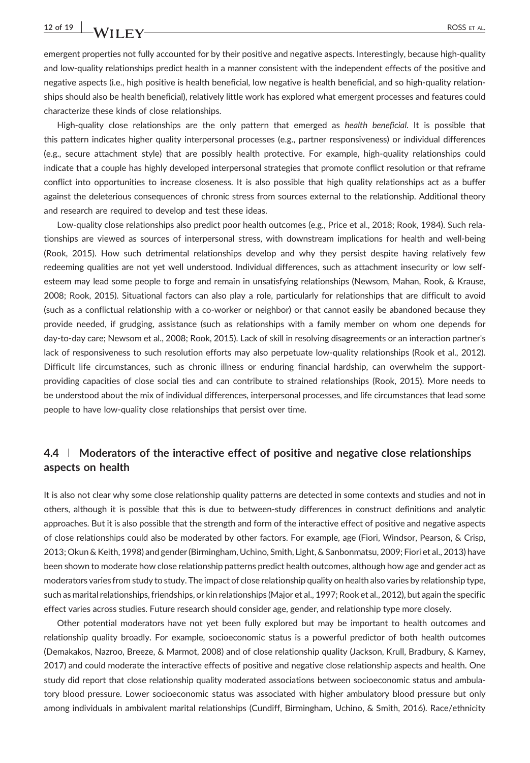emergent properties not fully accounted for by their positive and negative aspects. Interestingly, because high-quality and low-quality relationships predict health in a manner consistent with the independent effects of the positive and negative aspects (i.e., high positive is health beneficial, low negative is health beneficial, and so high-quality relationships should also be health beneficial), relatively little work has explored what emergent processes and features could characterize these kinds of close relationships.

High-quality close relationships are the only pattern that emerged as *health beneficial*. It is possible that this pattern indicates higher quality interpersonal processes (e.g., partner responsiveness) or individual differences (e.g., secure attachment style) that are possibly health protective. For example, high-quality relationships could indicate that a couple has highly developed interpersonal strategies that promote conflict resolution or that reframe conflict into opportunities to increase closeness. It is also possible that high quality relationships act as a buffer against the deleterious consequences of chronic stress from sources external to the relationship. Additional theory and research are required to develop and test these ideas.

Low-quality close relationships also predict poor health outcomes (e.g., Price et al., 2018; Rook, 1984). Such relationships are viewed as sources of interpersonal stress, with downstream implications for health and well-being (Rook, 2015). How such detrimental relationships develop and why they persist despite having relatively few redeeming qualities are not yet well understood. Individual differences, such as attachment insecurity or low self-esteem may lead some people to forge and remain in unsatisfying relationships (Newsom, Mahan, Rook, & Krause, 2008; Rook, 2015). Situational factors can also play a role, particularly for relationships that are difficult to avoid (such as a conflictual relationship with a co-worker or neighbor) or that cannot easily be abandoned because they provide needed, if grudging, assistance (such as relationships with a family member on whom one depends for day-to-day care; Newsom et al., 2008; Rook, 2015). Lack of skill in resolving disagreements or an interaction partner's lack of responsiveness to such resolution efforts may also perpetuate low-quality relationships (Rook et al., 2012). Difficult life circumstances, such as chronic illness or enduring financial hardship, can overwhelm the support-providing capacities of close social ties and can contribute to strained relationships (Rook, 2015). More needs to be understood about the mix of individual differences, interpersonal processes, and life circumstances that lead some people to have low-quality close relationships that persist over time.

## 4.4 | Moderators of the interactive effect of positive and negative close relationships aspects on health

It is also not clear why some close relationship quality patterns are detected in some contexts and studies and not in others, although it is possible that this is due to between-study differences in construct definitions and analytic approaches. But it is also possible that the strength and form of the interactive effect of positive and negative aspects of close relationships could also be moderated by other factors. For example, age (Fiori, Windsor, Pearson, & Crisp, 2013; Okun & Keith, 1998) and gender (Birmingham, Uchino, Smith, Light, & Sanbonmatsu, 2009; Fiori et al., 2013) have been shown to moderate how close relationship patterns predict health outcomes, although how age and gender act as moderators varies from study to study. The impact of close relationship quality on health also varies by relationship type, such as marital relationships, friendships, or kin relationships (Major et al., 1997; Rook et al., 2012), but again the specific effect varies across studies. Future research should consider age, gender, and relationship type more closely.

Other potential moderators have not yet been fully explored but may be important to health outcomes and relationship quality broadly. For example, socioeconomic status is a powerful predictor of both health outcomes (Demakakos, Nazroo, Breeze, & Marmot, 2008) and of close relationship quality (Jackson, Krull, Bradbury, & Karney, 2017) and could moderate the interactive effects of positive and negative close relationship aspects and health. One study did report that close relationship quality moderated associations between socioeconomic status and ambulatory blood pressure. Lower socioeconomic status was associated with higher ambulatory blood pressure but only among individuals in ambivalent marital relationships (Cundiff, Birmingham, Uchino, & Smith, 2016). Race/ethnicity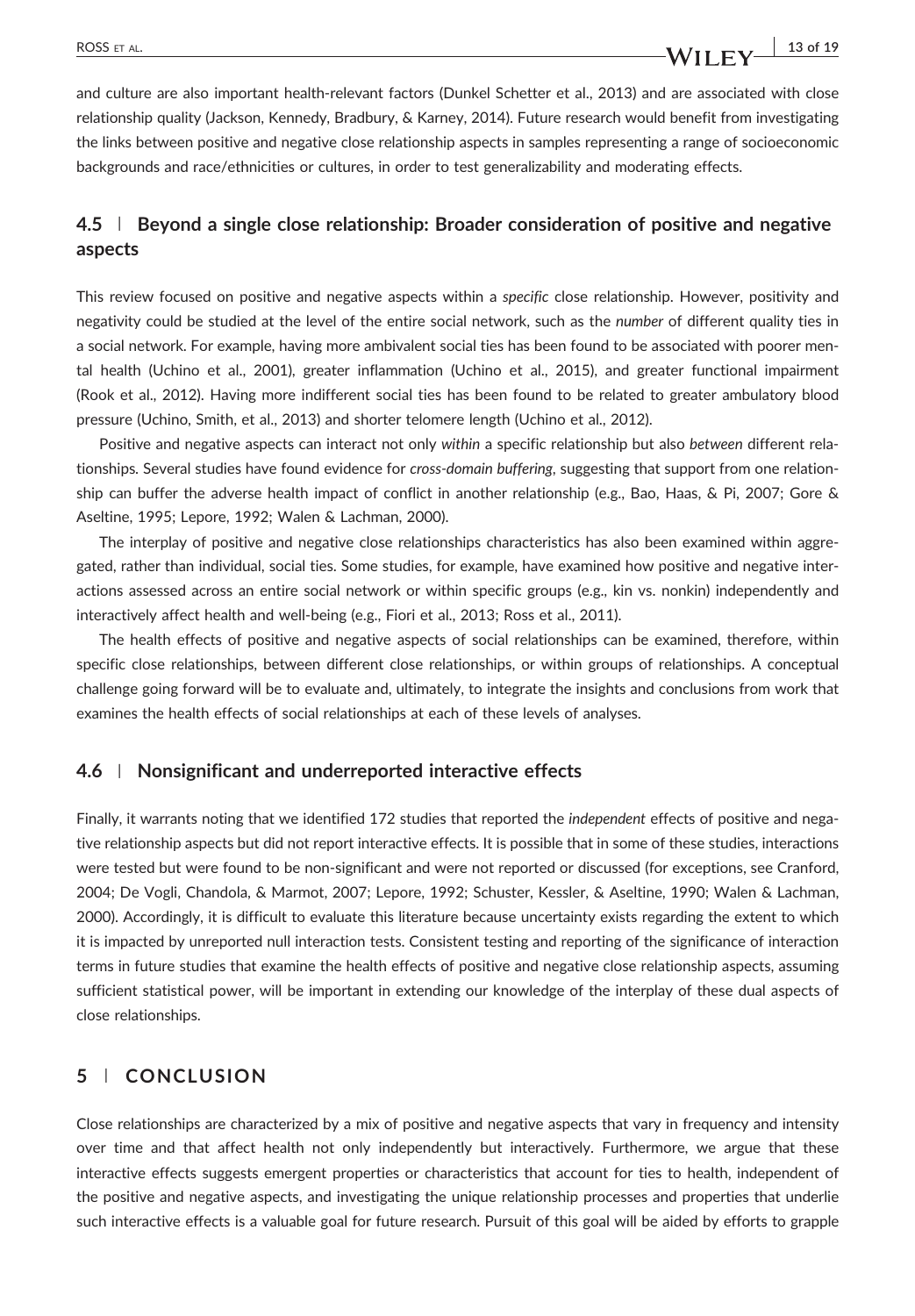and culture are also important health-relevant factors (Dunkel Schetter et al., 2013) and are associated with close relationship quality (Jackson, Kennedy, Bradbury, & Karney, 2014). Future research would benefit from investigating the links between positive and negative close relationship aspects in samples representing a range of socioeconomic backgrounds and race/ethnicities or cultures, in order to test generalizability and moderating effects.

### 4.5 | Beyond a single close relationship: Broader consideration of positive and negative aspects

This review focused on positive and negative aspects within a *specific* close relationship. However, positivity and negativity could be studied at the level of the entire social network, such as the *number* of different quality ties in a social network. For example, having more ambivalent social ties has been found to be associated with poorer mental health (Uchino et al., 2001), greater inflammation (Uchino et al., 2015), and greater functional impairment (Rook et al., 2012). Having more indifferent social ties has been found to be related to greater ambulatory blood pressure (Uchino, Smith, et al., 2013) and shorter telomere length (Uchino et al., 2012).

Positive and negative aspects can interact not only *within* a specific relationship but also *between* different relationships. Several studies have found evidence for *cross-domain buffering*, suggesting that support from one relationship can buffer the adverse health impact of conflict in another relationship (e.g., Bao, Haas, & Pi, 2007; Gore & Aseltine, 1995; Lepore, 1992; Walen & Lachman, 2000).

The interplay of positive and negative close relationships characteristics has also been examined within aggregated, rather than individual, social ties. Some studies, for example, have examined how positive and negative interactions assessed across an entire social network or within specific groups (e.g., kin vs. nonkin) independently and interactively affect health and well-being (e.g., Fiori et al., 2013; Ross et al., 2011).

The health effects of positive and negative aspects of social relationships can be examined, therefore, within specific close relationships, between different close relationships, or within groups of relationships. A conceptual challenge going forward will be to evaluate and, ultimately, to integrate the insights and conclusions from work that examines the health effects of social relationships at each of these levels of analyses.

### 4.6 | Nonsignificant and underreported interactive effects

Finally, it warrants noting that we identified 172 studies that reported the *independent* effects of positive and negative relationship aspects but did not report interactive effects. It is possible that in some of these studies, interactions were tested but were found to be non-significant and were not reported or discussed (for exceptions, see Cranford, 2004; De Vogli, Chandola, & Marmot, 2007; Lepore, 1992; Schuster, Kessler, & Aseltine, 1990; Walen & Lachman, 2000). Accordingly, it is difficult to evaluate this literature because uncertainty exists regarding the extent to which it is impacted by unreported null interaction tests. Consistent testing and reporting of the significance of interaction terms in future studies that examine the health effects of positive and negative close relationship aspects, assuming sufficient statistical power, will be important in extending our knowledge of the interplay of these dual aspects of close relationships.

## 5 | CONCLUSION

Close relationships are characterized by a mix of positive and negative aspects that vary in frequency and intensity over time and that affect health not only independently but interactively. Furthermore, we argue that these interactive effects suggests emergent properties or characteristics that account for ties to health, independent of the positive and negative aspects, and investigating the unique relationship processes and properties that underlie such interactive effects is a valuable goal for future research. Pursuit of this goal will be aided by efforts to grapple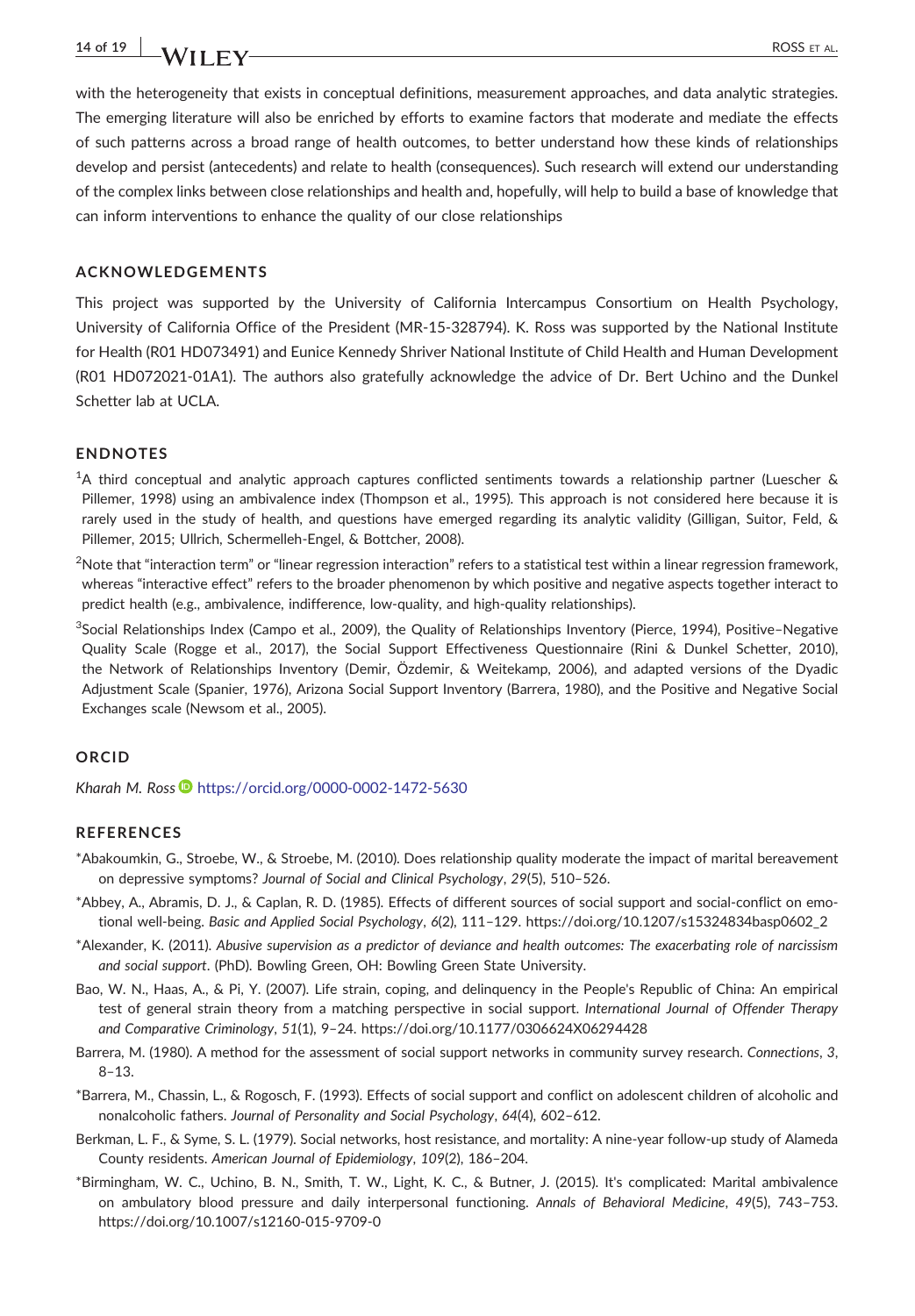with the heterogeneity that exists in conceptual definitions, measurement approaches, and data analytic strategies. The emerging literature will also be enriched by efforts to examine factors that moderate and mediate the effects of such patterns across a broad range of health outcomes, to better understand how these kinds of relationships develop and persist (antecedents) and relate to health (consequences). Such research will extend our understanding of the complex links between close relationships and health and, hopefully, will help to build a base of knowledge that can inform interventions to enhance the quality of our close relationships

## ACKNOWLEDGEMENTS

This project was supported by the University of California Intercampus Consortium on Health Psychology, University of California Office of the President (MR-15-328794). K. Ross was supported by the National Institute for Health (R01 HD073491) and Eunice Kennedy Shriver National Institute of Child Health and Human Development (R01 HD072021-01A1). The authors also gratefully acknowledge the advice of Dr. Bert Uchino and the Dunkel Schetter lab at UCLA.

## ENDNOTES

[1]A third conceptual and analytic approach captures conflicted sentiments towards a relationship partner (Luescher & Pillemer, 1998) using an ambivalence index (Thompson et al., 1995). This approach is not considered here because it is rarely used in the study of health, and questions have emerged regarding its analytic validity (Gilligan, Suitor, Feld, & Pillemer, 2015; Ullrich, Schermelleh-Engel, & Bottcher, 2008).

[2]Note that "interaction term" or "linear regression interaction" refers to a statistical test within a linear regression framework, whereas "interactive effect" refers to the broader phenomenon by which positive and negative aspects together interact to predict health (e.g., ambivalence, indifference, low-quality, and high-quality relationships).

[3]Social Relationships Index (Campo et al., 2009), the Quality of Relationships Inventory (Pierce, 1994), Positive–Negative Quality Scale (Rogge et al., 2017), the Social Support Effectiveness Questionnaire (Rini & Dunkel Schetter, 2010), the Network of Relationships Inventory (Demir, Özdemir, & Weitekamp, 2006), and adapted versions of the Dyadic Adjustment Scale (Spanier, 1976), Arizona Social Support Inventory (Barrera, 1980), and the Positive and Negative Social Exchanges scale (Newsom et al., 2005).

## ORCID

*Kharah M. Ross* https://orcid.org/0000-0002-1472-5630

## REFERENCES

*Abakoumkin, G., Stroebe, W., & Stroebe, M. (2010). Does relationship quality moderate the impact of marital bereavement on depressive symptoms? *Journal of Social and Clinical Psychology*, *29*(5), 510–526.

*Abbey, A., Abramis, D. J., & Caplan, R. D. (1985). Effects of different sources of social support and social-conflict on emotional well-being. *Basic and Applied Social Psychology*, *6*(2), 111–129. https://doi.org/10.1207/s15324834basp0602_2

*Alexander, K. (2011). *Abusive supervision as a predictor of deviance and health outcomes: The exacerbating role of narcissism and social support*. (PhD). Bowling Green, OH: Bowling Green State University.

Bao, W. N., Haas, A., & Pi, Y. (2007). Life strain, coping, and delinquency in the People's Republic of China: An empirical test of general strain theory from a matching perspective in social support. *International Journal of Offender Therapy and Comparative Criminology*, *51*(1), 9–24. https://doi.org/10.1177/0306624X06294428

Barrera, M. (1980). A method for the assessment of social support networks in community survey research. *Connections*, *3*, 8–13.

*Barrera, M., Chassin, L., & Rogosch, F. (1993). Effects of social support and conflict on adolescent children of alcoholic and nonalcoholic fathers. *Journal of Personality and Social Psychology*, *64*(4), 602–612.

Berkman, L. F., & Syme, S. L. (1979). Social networks, host resistance, and mortality: A nine-year follow-up study of Alameda County residents. *American Journal of Epidemiology*, *109*(2), 186–204.

*Birmingham, W. C., Uchino, B. N., Smith, T. W., Light, K. C., & Butner, J. (2015). It's complicated: Marital ambivalence on ambulatory blood pressure and daily interpersonal functioning. *Annals of Behavioral Medicine*, *49*(5), 743–753. https://doi.org/10.1007/s12160-015-9709-0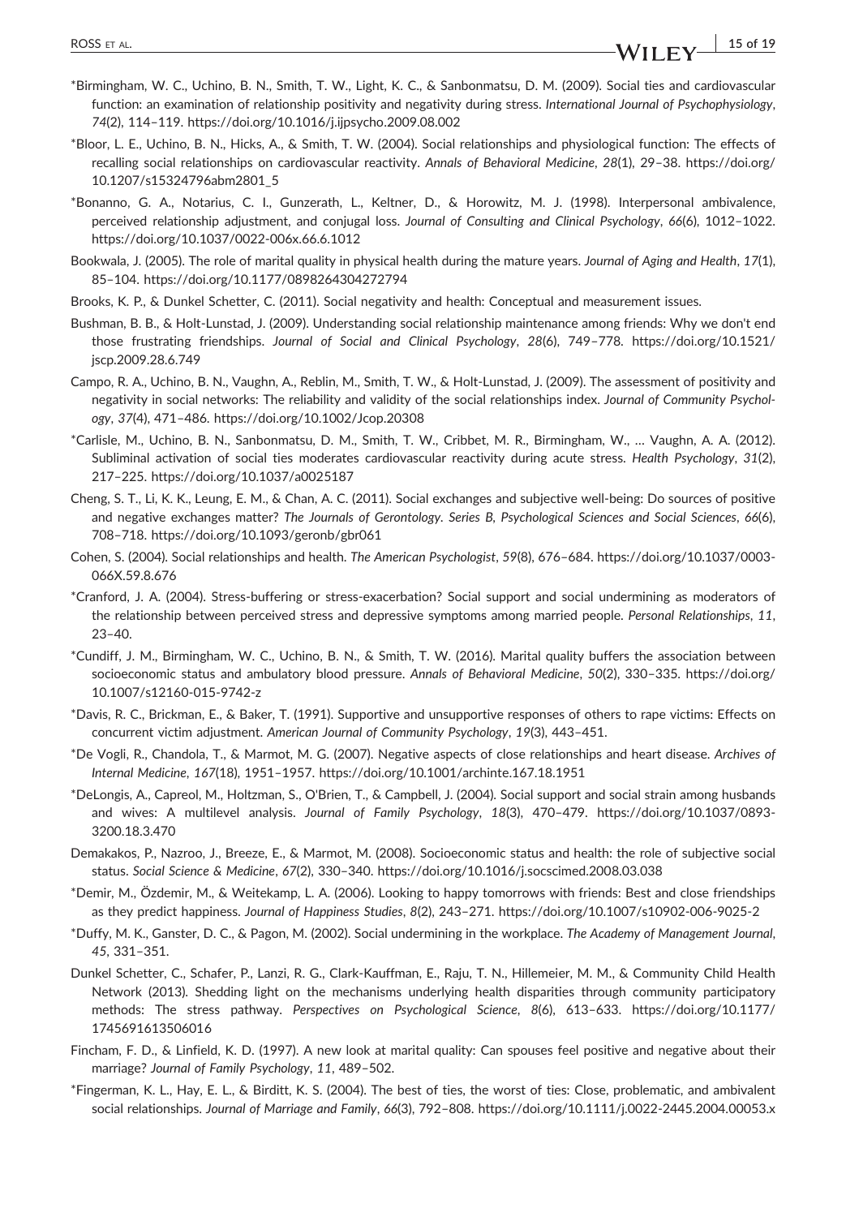*Birmingham, W. C., Uchino, B. N., Smith, T. W., Light, K. C., & Sanbonmatsu, D. M. (2009). Social ties and cardiovascular function: an examination of relationship positivity and negativity during stress. *International Journal of Psychophysiology*, *74*(2), 114–119. https://doi.org/10.1016/j.ijpsycho.2009.08.002

*Bloor, L. E., Uchino, B. N., Hicks, A., & Smith, T. W. (2004). Social relationships and physiological function: The effects of recalling social relationships on cardiovascular reactivity. *Annals of Behavioral Medicine*, *28*(1), 29–38. https://doi.org/10.1207/s15324796abm2801_5

*Bonanno, G. A., Notarius, C. I., Gunzerath, L., Keltner, D., & Horowitz, M. J. (1998). Interpersonal ambivalence, perceived relationship adjustment, and conjugal loss. *Journal of Consulting and Clinical Psychology*, *66*(6), 1012–1022. https://doi.org/10.1037/0022-006x.66.6.1012

Bookwala, J. (2005). The role of marital quality in physical health during the mature years. *Journal of Aging and Health*, *17*(1), 85–104. https://doi.org/10.1177/0898264304272794

Brooks, K. P., & Dunkel Schetter, C. (2011). Social negativity and health: Conceptual and measurement issues.

Bushman, B. B., & Holt-Lunstad, J. (2009). Understanding social relationship maintenance among friends: Why we don't end those frustrating friendships. *Journal of Social and Clinical Psychology*, *28*(6), 749–778. https://doi.org/10.1521/jscp.2009.28.6.749

Campo, R. A., Uchino, B. N., Vaughn, A., Reblin, M., Smith, T. W., & Holt-Lunstad, J. (2009). The assessment of positivity and negativity in social networks: The reliability and validity of the social relationships index. *Journal of Community Psychology*, *37*(4), 471–486. https://doi.org/10.1002/Jcop.20308

*Carlisle, M., Uchino, B. N., Sanbonmatsu, D. M., Smith, T. W., Cribbet, M. R., Birmingham, W., … Vaughn, A. A. (2012). Subliminal activation of social ties moderates cardiovascular reactivity during acute stress. *Health Psychology*, *31*(2), 217–225. https://doi.org/10.1037/a0025187

Cheng, S. T., Li, K. K., Leung, E. M., & Chan, A. C. (2011). Social exchanges and subjective well-being: Do sources of positive and negative exchanges matter? *The Journals of Gerontology. Series B, Psychological Sciences and Social Sciences*, *66*(6), 708–718. https://doi.org/10.1093/geronb/gbr061

Cohen, S. (2004). Social relationships and health. *The American Psychologist*, *59*(8), 676–684. https://doi.org/10.1037/0003-066X.59.8.676

*Cranford, J. A. (2004). Stress-buffering or stress-exacerbation? Social support and social undermining as moderators of the relationship between perceived stress and depressive symptoms among married people. *Personal Relationships*, *11*, 23–40.

*Cundiff, J. M., Birmingham, W. C., Uchino, B. N., & Smith, T. W. (2016). Marital quality buffers the association between socioeconomic status and ambulatory blood pressure. *Annals of Behavioral Medicine*, *50*(2), 330–335. https://doi.org/10.1007/s12160-015-9742-z

*Davis, R. C., Brickman, E., & Baker, T. (1991). Supportive and unsupportive responses of others to rape victims: Effects on concurrent victim adjustment. *American Journal of Community Psychology*, *19*(3), 443–451.

*De Vogli, R., Chandola, T., & Marmot, M. G. (2007). Negative aspects of close relationships and heart disease. *Archives of Internal Medicine*, *167*(18), 1951–1957. https://doi.org/10.1001/archinte.167.18.1951

*DeLongis, A., Capreol, M., Holtzman, S., O'Brien, T., & Campbell, J. (2004). Social support and social strain among husbands and wives: A multilevel analysis. *Journal of Family Psychology*, *18*(3), 470–479. https://doi.org/10.1037/0893-3200.18.3.470

Demakakos, P., Nazroo, J., Breeze, E., & Marmot, M. (2008). Socioeconomic status and health: the role of subjective social status. *Social Science & Medicine*, *67*(2), 330–340. https://doi.org/10.1016/j.socscimed.2008.03.038

*Demir, M., Özdemir, M., & Weitekamp, L. A. (2006). Looking to happy tomorrows with friends: Best and close friendships as they predict happiness. *Journal of Happiness Studies*, *8*(2), 243–271. https://doi.org/10.1007/s10902-006-9025-2

*Duffy, M. K., Ganster, D. C., & Pagon, M. (2002). Social undermining in the workplace. *The Academy of Management Journal*, *45*, 331–351.

Dunkel Schetter, C., Schafer, P., Lanzi, R. G., Clark-Kauffman, E., Raju, T. N., Hillemeier, M. M., & Community Child Health Network (2013). Shedding light on the mechanisms underlying health disparities through community participatory methods: The stress pathway. *Perspectives on Psychological Science*, *8*(6), 613–633. https://doi.org/10.1177/1745691613506016

Fincham, F. D., & Linfield, K. D. (1997). A new look at marital quality: Can spouses feel positive and negative about their marriage? *Journal of Family Psychology*, *11*, 489–502.

*Fingerman, K. L., Hay, E. L., & Birditt, K. S. (2004). The best of ties, the worst of ties: Close, problematic, and ambivalent social relationships. *Journal of Marriage and Family*, *66*(3), 792–808. https://doi.org/10.1111/j.0022-2445.2004.00053.x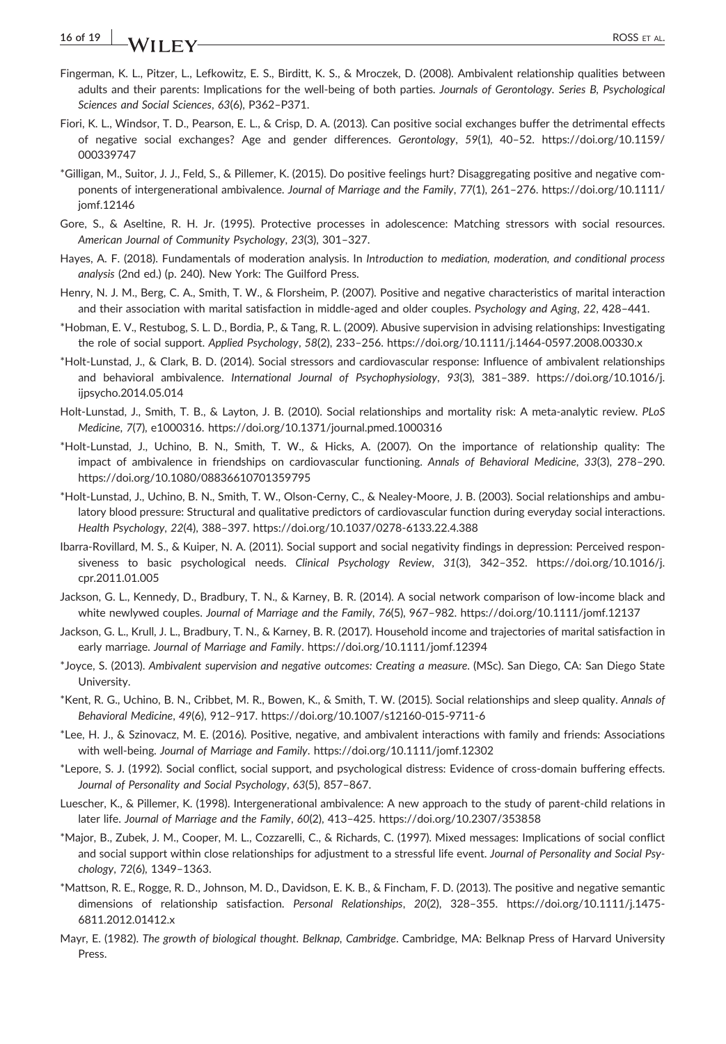Fingerman, K. L., Pitzer, L., Lefkowitz, E. S., Birditt, K. S., & Mroczek, D. (2008). Ambivalent relationship qualities between adults and their parents: Implications for the well-being of both parties. *Journals of Gerontology. Series B, Psychological Sciences and Social Sciences*, *63*(6), P362–P371.

Fiori, K. L., Windsor, T. D., Pearson, E. L., & Crisp, D. A. (2013). Can positive social exchanges buffer the detrimental effects of negative social exchanges? Age and gender differences. *Gerontology*, *59*(1), 40–52. https://doi.org/10.1159/000339747

*Gilligan, M., Suitor, J. J., Feld, S., & Pillemer, K. (2015). Do positive feelings hurt? Disaggregating positive and negative components of intergenerational ambivalence. *Journal of Marriage and the Family*, *77*(1), 261–276. https://doi.org/10.1111/jomf.12146

Gore, S., & Aseltine, R. H. Jr. (1995). Protective processes in adolescence: Matching stressors with social resources. *American Journal of Community Psychology*, *23*(3), 301–327.

Hayes, A. F. (2018). Fundamentals of moderation analysis. In *Introduction to mediation, moderation, and conditional process analysis* (2nd ed.) (p. 240). New York: The Guilford Press.

Henry, N. J. M., Berg, C. A., Smith, T. W., & Florsheim, P. (2007). Positive and negative characteristics of marital interaction and their association with marital satisfaction in middle-aged and older couples. *Psychology and Aging*, *22*, 428–441.

*Hobman, E. V., Restubog, S. L. D., Bordia, P., & Tang, R. L. (2009). Abusive supervision in advising relationships: Investigating the role of social support. *Applied Psychology*, *58*(2), 233–256. https://doi.org/10.1111/j.1464-0597.2008.00330.x

*Holt-Lunstad, J., & Clark, B. D. (2014). Social stressors and cardiovascular response: Influence of ambivalent relationships and behavioral ambivalence. *International Journal of Psychophysiology*, *93*(3), 381–389. https://doi.org/10.1016/j.ijpsycho.2014.05.014

Holt-Lunstad, J., Smith, T. B., & Layton, J. B. (2010). Social relationships and mortality risk: A meta-analytic review. *PLoS Medicine*, *7*(7), e1000316. https://doi.org/10.1371/journal.pmed.1000316

*Holt-Lunstad, J., Uchino, B. N., Smith, T. W., & Hicks, A. (2007). On the importance of relationship quality: The impact of ambivalence in friendships on cardiovascular functioning. *Annals of Behavioral Medicine*, *33*(3), 278–290. https://doi.org/10.1080/08836610701359795

*Holt-Lunstad, J., Uchino, B. N., Smith, T. W., Olson-Cerny, C., & Nealey-Moore, J. B. (2003). Social relationships and ambulatory blood pressure: Structural and qualitative predictors of cardiovascular function during everyday social interactions. *Health Psychology*, *22*(4), 388–397. https://doi.org/10.1037/0278-6133.22.4.388

Ibarra-Rovillard, M. S., & Kuiper, N. A. (2011). Social support and social negativity findings in depression: Perceived responsiveness to basic psychological needs. *Clinical Psychology Review*, *31*(3), 342–352. https://doi.org/10.1016/j.cpr.2011.01.005

Jackson, G. L., Kennedy, D., Bradbury, T. N., & Karney, B. R. (2014). A social network comparison of low-income black and white newlywed couples. *Journal of Marriage and the Family*, *76*(5), 967–982. https://doi.org/10.1111/jomf.12137

Jackson, G. L., Krull, J. L., Bradbury, T. N., & Karney, B. R. (2017). Household income and trajectories of marital satisfaction in early marriage. *Journal of Marriage and Family*. https://doi.org/10.1111/jomf.12394

*Joyce, S. (2013). *Ambivalent supervision and negative outcomes: Creating a measure*. (MSc). San Diego, CA: San Diego State University.

*Kent, R. G., Uchino, B. N., Cribbet, M. R., Bowen, K., & Smith, T. W. (2015). Social relationships and sleep quality. *Annals of Behavioral Medicine*, *49*(6), 912–917. https://doi.org/10.1007/s12160-015-9711-6

*Lee, H. J., & Szinovacz, M. E. (2016). Positive, negative, and ambivalent interactions with family and friends: Associations with well-being. *Journal of Marriage and Family*. https://doi.org/10.1111/jomf.12302

*Lepore, S. J. (1992). Social conflict, social support, and psychological distress: Evidence of cross-domain buffering effects. *Journal of Personality and Social Psychology*, *63*(5), 857–867.

Luescher, K., & Pillemer, K. (1998). Intergenerational ambivalence: A new approach to the study of parent-child relations in later life. *Journal of Marriage and the Family*, *60*(2), 413–425. https://doi.org/10.2307/353858

*Major, B., Zubek, J. M., Cooper, M. L., Cozzarelli, C., & Richards, C. (1997). Mixed messages: Implications of social conflict and social support within close relationships for adjustment to a stressful life event. *Journal of Personality and Social Psychology*, *72*(6), 1349–1363.

*Mattson, R. E., Rogge, R. D., Johnson, M. D., Davidson, E. K. B., & Fincham, F. D. (2013). The positive and negative semantic dimensions of relationship satisfaction. *Personal Relationships*, *20*(2), 328–355. https://doi.org/10.1111/j.1475-6811.2012.01412.x

Mayr, E. (1982). *The growth of biological thought. Belknap, Cambridge*. Cambridge, MA: Belknap Press of Harvard University Press.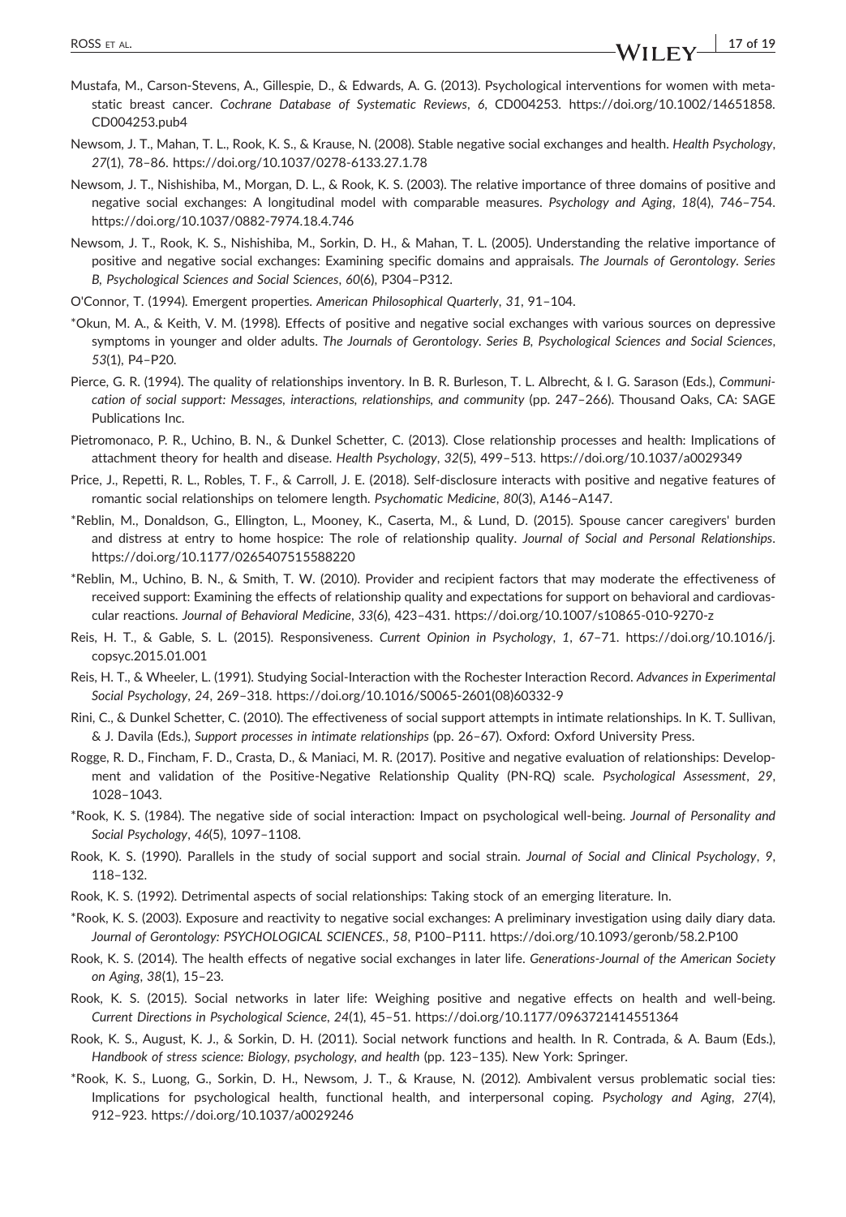Mustafa, M., Carson-Stevens, A., Gillespie, D., & Edwards, A. G. (2013). Psychological interventions for women with metastatic breast cancer. *Cochrane Database of Systematic Reviews*, *6*, CD004253. https://doi.org/10.1002/14651858.CD004253.pub4

Newsom, J. T., Mahan, T. L., Rook, K. S., & Krause, N. (2008). Stable negative social exchanges and health. *Health Psychology*, *27*(1), 78–86. https://doi.org/10.1037/0278-6133.27.1.78

Newsom, J. T., Nishishiba, M., Morgan, D. L., & Rook, K. S. (2003). The relative importance of three domains of positive and negative social exchanges: A longitudinal model with comparable measures. *Psychology and Aging*, *18*(4), 746–754. https://doi.org/10.1037/0882-7974.18.4.746

Newsom, J. T., Rook, K. S., Nishishiba, M., Sorkin, D. H., & Mahan, T. L. (2005). Understanding the relative importance of positive and negative social exchanges: Examining specific domains and appraisals. *The Journals of Gerontology. Series B, Psychological Sciences and Social Sciences*, *60*(6), P304–P312.

O'Connor, T. (1994). Emergent properties. *American Philosophical Quarterly*, *31*, 91–104.

*Okun, M. A., & Keith, V. M. (1998). Effects of positive and negative social exchanges with various sources on depressive symptoms in younger and older adults. *The Journals of Gerontology. Series B, Psychological Sciences and Social Sciences*, *53*(1), P4–P20.

Pierce, G. R. (1994). The quality of relationships inventory. In B. R. Burleson, T. L. Albrecht, & I. G. Sarason (Eds.), *Communication of social support: Messages, interactions, relationships, and community* (pp. 247–266). Thousand Oaks, CA: SAGE Publications Inc.

Pietromonaco, P. R., Uchino, B. N., & Dunkel Schetter, C. (2013). Close relationship processes and health: Implications of attachment theory for health and disease. *Health Psychology*, *32*(5), 499–513. https://doi.org/10.1037/a0029349

Price, J., Repetti, R. L., Robles, T. F., & Carroll, J. E. (2018). Self-disclosure interacts with positive and negative features of romantic social relationships on telomere length. *Psychomatic Medicine*, *80*(3), A146–A147.

*Reblin, M., Donaldson, G., Ellington, L., Mooney, K., Caserta, M., & Lund, D. (2015). Spouse cancer caregivers' burden and distress at entry to home hospice: The role of relationship quality. *Journal of Social and Personal Relationships*. https://doi.org/10.1177/0265407515588220

*Reblin, M., Uchino, B. N., & Smith, T. W. (2010). Provider and recipient factors that may moderate the effectiveness of received support: Examining the effects of relationship quality and expectations for support on behavioral and cardiovascular reactions. *Journal of Behavioral Medicine*, *33*(6), 423–431. https://doi.org/10.1007/s10865-010-9270-z

Reis, H. T., & Gable, S. L. (2015). Responsiveness. *Current Opinion in Psychology*, *1*, 67–71. https://doi.org/10.1016/j.copsyc.2015.01.001

Reis, H. T., & Wheeler, L. (1991). Studying Social-Interaction with the Rochester Interaction Record. *Advances in Experimental Social Psychology*, *24*, 269–318. https://doi.org/10.1016/S0065-2601(08)60332-9

Rini, C., & Dunkel Schetter, C. (2010). The effectiveness of social support attempts in intimate relationships. In K. T. Sullivan, & J. Davila (Eds.), *Support processes in intimate relationships* (pp. 26–67). Oxford: Oxford University Press.

Rogge, R. D., Fincham, F. D., Crasta, D., & Maniaci, M. R. (2017). Positive and negative evaluation of relationships: Development and validation of the Positive-Negative Relationship Quality (PN-RQ) scale. *Psychological Assessment*, *29*, 1028–1043.

*Rook, K. S. (1984). The negative side of social interaction: Impact on psychological well-being. *Journal of Personality and Social Psychology*, *46*(5), 1097–1108.

Rook, K. S. (1990). Parallels in the study of social support and social strain. *Journal of Social and Clinical Psychology*, *9*, 118–132.

Rook, K. S. (1992). Detrimental aspects of social relationships: Taking stock of an emerging literature. In.

*Rook, K. S. (2003). Exposure and reactivity to negative social exchanges: A preliminary investigation using daily diary data. *Journal of Gerontology: PSYCHOLOGICAL SCIENCES.*, *58*, P100–P111. https://doi.org/10.1093/geronb/58.2.P100

Rook, K. S. (2014). The health effects of negative social exchanges in later life. *Generations-Journal of the American Society on Aging*, *38*(1), 15–23.

Rook, K. S. (2015). Social networks in later life: Weighing positive and negative effects on health and well-being. *Current Directions in Psychological Science*, *24*(1), 45–51. https://doi.org/10.1177/0963721414551364

Rook, K. S., August, K. J., & Sorkin, D. H. (2011). Social network functions and health. In R. Contrada, & A. Baum (Eds.), *Handbook of stress science: Biology, psychology, and health* (pp. 123–135). New York: Springer.

*Rook, K. S., Luong, G., Sorkin, D. H., Newsom, J. T., & Krause, N. (2012). Ambivalent versus problematic social ties: Implications for psychological health, functional health, and interpersonal coping. *Psychology and Aging*, *27*(4), 912–923. https://doi.org/10.1037/a0029246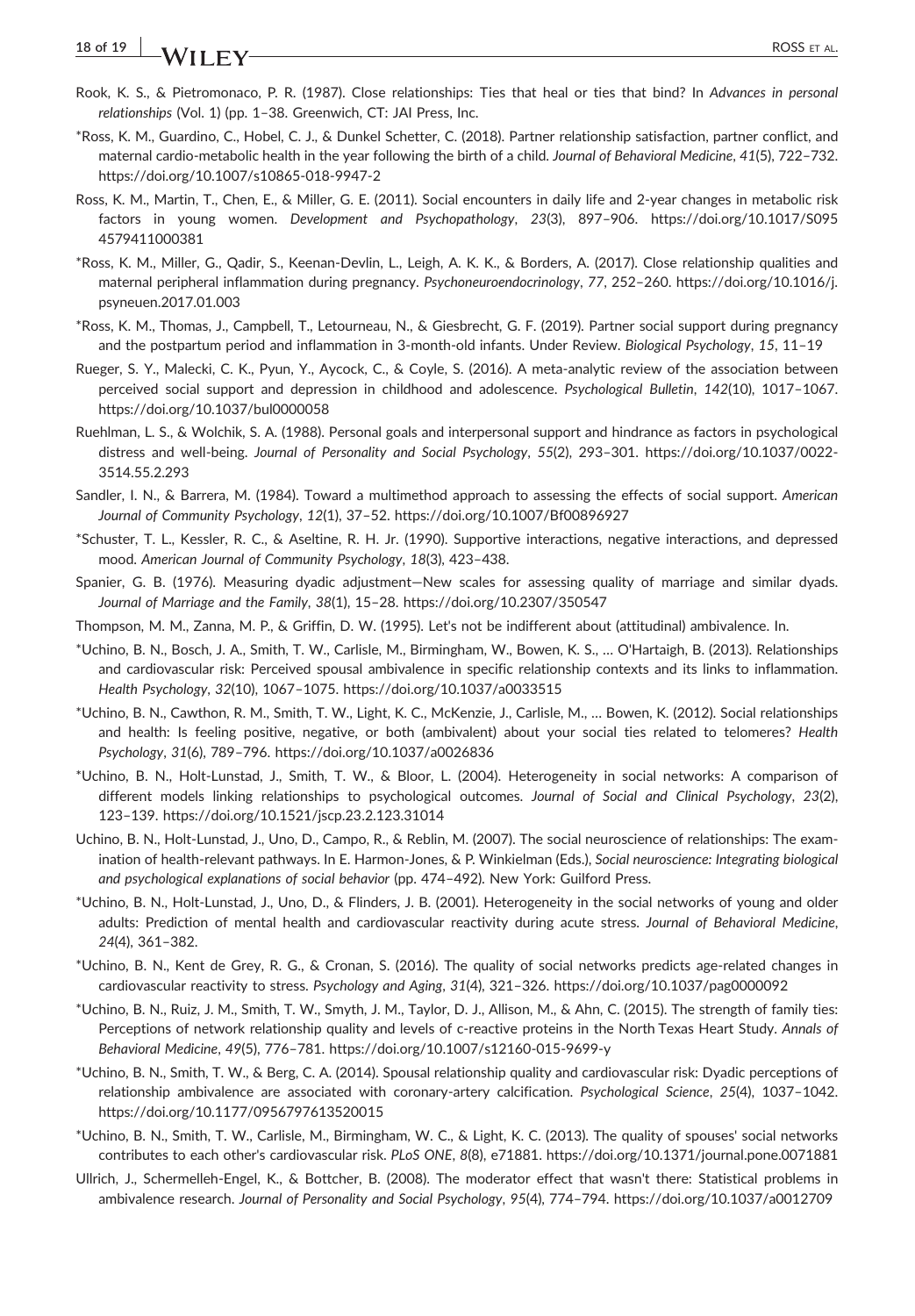Rook, K. S., & Pietromonaco, P. R. (1987). Close relationships: Ties that heal or ties that bind? In *Advances in personal relationships* (Vol. 1) (pp. 1–38. Greenwich, CT: JAI Press, Inc.

*Ross, K. M., Guardino, C., Hobel, C. J., & Dunkel Schetter, C. (2018). Partner relationship satisfaction, partner conflict, and maternal cardio-metabolic health in the year following the birth of a child. *Journal of Behavioral Medicine*, *41*(5), 722–732. https://doi.org/10.1007/s10865-018-9947-2

Ross, K. M., Martin, T., Chen, E., & Miller, G. E. (2011). Social encounters in daily life and 2-year changes in metabolic risk factors in young women. *Development and Psychopathology*, *23*(3), 897–906. https://doi.org/10.1017/S0954579411000381

*Ross, K. M., Miller, G., Qadir, S., Keenan-Devlin, L., Leigh, A. K. K., & Borders, A. (2017). Close relationship qualities and maternal peripheral inflammation during pregnancy. *Psychoneuroendocrinology*, *77*, 252–260. https://doi.org/10.1016/j.psyneuen.2017.01.003

*Ross, K. M., Thomas, J., Campbell, T., Letourneau, N., & Giesbrecht, G. F. (2019). Partner social support during pregnancy and the postpartum period and inflammation in 3-month-old infants. Under Review. *Biological Psychology*, *15*, 11–19

Rueger, S. Y., Malecki, C. K., Pyun, Y., Aycock, C., & Coyle, S. (2016). A meta-analytic review of the association between perceived social support and depression in childhood and adolescence. *Psychological Bulletin*, *142*(10), 1017–1067. https://doi.org/10.1037/bul0000058

Ruehlman, L. S., & Wolchik, S. A. (1988). Personal goals and interpersonal support and hindrance as factors in psychological distress and well-being. *Journal of Personality and Social Psychology*, *55*(2), 293–301. https://doi.org/10.1037/0022-3514.55.2.293

Sandler, I. N., & Barrera, M. (1984). Toward a multimethod approach to assessing the effects of social support. *American Journal of Community Psychology*, *12*(1), 37–52. https://doi.org/10.1007/Bf00896927

*Schuster, T. L., Kessler, R. C., & Aseltine, R. H. Jr. (1990). Supportive interactions, negative interactions, and depressed mood. *American Journal of Community Psychology*, *18*(3), 423–438.

Spanier, G. B. (1976). Measuring dyadic adjustment—New scales for assessing quality of marriage and similar dyads. *Journal of Marriage and the Family*, *38*(1), 15–28. https://doi.org/10.2307/350547

Thompson, M. M., Zanna, M. P., & Griffin, D. W. (1995). Let's not be indifferent about (attitudinal) ambivalence. In.

*Uchino, B. N., Bosch, J. A., Smith, T. W., Carlisle, M., Birmingham, W., Bowen, K. S., … O'Hartaigh, B. (2013). Relationships and cardiovascular risk: Perceived spousal ambivalence in specific relationship contexts and its links to inflammation. *Health Psychology*, *32*(10), 1067–1075. https://doi.org/10.1037/a0033515

*Uchino, B. N., Cawthon, R. M., Smith, T. W., Light, K. C., McKenzie, J., Carlisle, M., … Bowen, K. (2012). Social relationships and health: Is feeling positive, negative, or both (ambivalent) about your social ties related to telomeres? *Health Psychology*, *31*(6), 789–796. https://doi.org/10.1037/a0026836

*Uchino, B. N., Holt-Lunstad, J., Smith, T. W., & Bloor, L. (2004). Heterogeneity in social networks: A comparison of different models linking relationships to psychological outcomes. *Journal of Social and Clinical Psychology*, *23*(2), 123–139. https://doi.org/10.1521/jscp.23.2.123.31014

Uchino, B. N., Holt-Lunstad, J., Uno, D., Campo, R., & Reblin, M. (2007). The social neuroscience of relationships: The examination of health-relevant pathways. In E. Harmon-Jones, & P. Winkielman (Eds.), *Social neuroscience: Integrating biological and psychological explanations of social behavior* (pp. 474–492). New York: Guilford Press.

*Uchino, B. N., Holt-Lunstad, J., Uno, D., & Flinders, J. B. (2001). Heterogeneity in the social networks of young and older adults: Prediction of mental health and cardiovascular reactivity during acute stress. *Journal of Behavioral Medicine*, *24*(4), 361–382.

*Uchino, B. N., Kent de Grey, R. G., & Cronan, S. (2016). The quality of social networks predicts age-related changes in cardiovascular reactivity to stress. *Psychology and Aging*, *31*(4), 321–326. https://doi.org/10.1037/pag0000092

*Uchino, B. N., Ruiz, J. M., Smith, T. W., Smyth, J. M., Taylor, D. J., Allison, M., & Ahn, C. (2015). The strength of family ties: Perceptions of network relationship quality and levels of c-reactive proteins in the North Texas Heart Study. *Annals of Behavioral Medicine*, *49*(5), 776–781. https://doi.org/10.1007/s12160-015-9699-y

*Uchino, B. N., Smith, T. W., & Berg, C. A. (2014). Spousal relationship quality and cardiovascular risk: Dyadic perceptions of relationship ambivalence are associated with coronary-artery calcification. *Psychological Science*, *25*(4), 1037–1042. https://doi.org/10.1177/0956797613520015

*Uchino, B. N., Smith, T. W., Carlisle, M., Birmingham, W. C., & Light, K. C. (2013). The quality of spouses' social networks contributes to each other's cardiovascular risk. *PLoS ONE*, *8*(8), e71881. https://doi.org/10.1371/journal.pone.0071881

Ullrich, J., Schermelleh-Engel, K., & Bottcher, B. (2008). The moderator effect that wasn't there: Statistical problems in ambivalence research. *Journal of Personality and Social Psychology*, *95*(4), 774–794. https://doi.org/10.1037/a0012709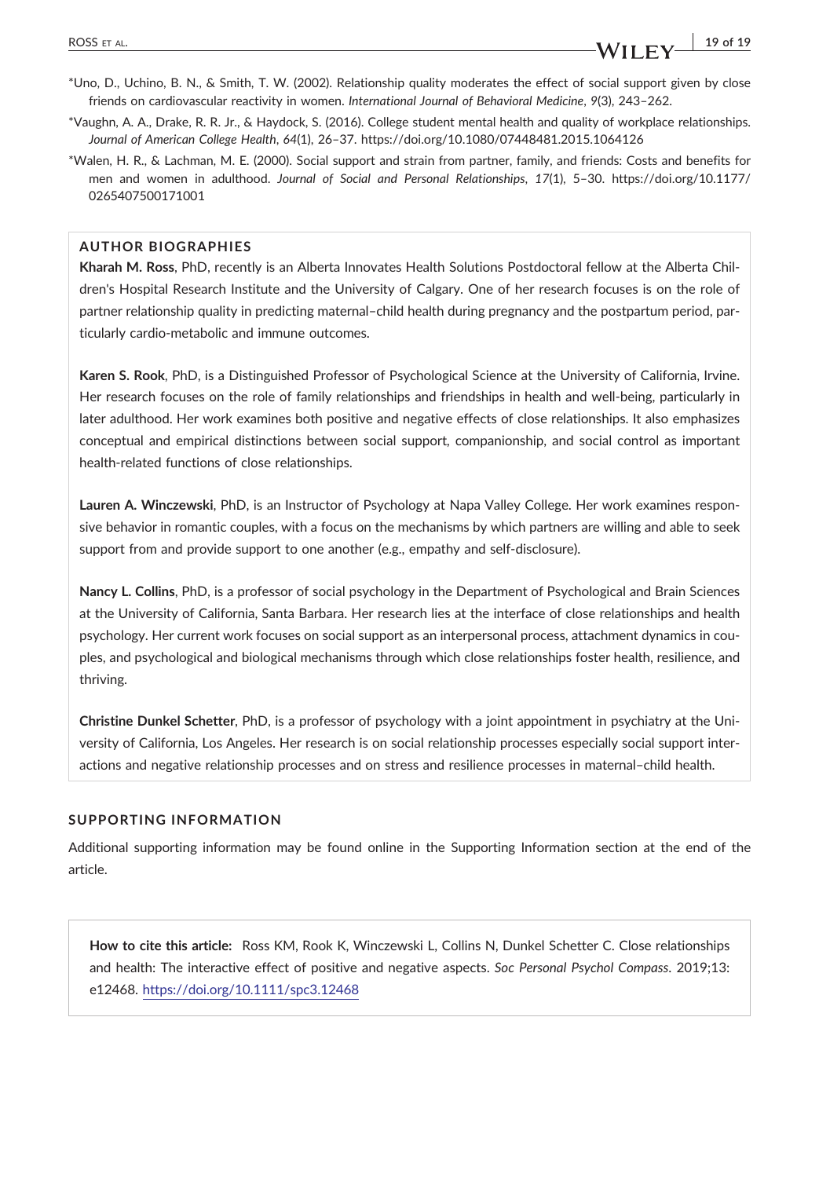*Uno, D., Uchino, B. N., & Smith, T. W. (2002). Relationship quality moderates the effect of social support given by close friends on cardiovascular reactivity in women. *International Journal of Behavioral Medicine*, *9*(3), 243–262.

*Vaughn, A. A., Drake, R. R. Jr., & Haydock, S. (2016). College student mental health and quality of workplace relationships. *Journal of American College Health*, *64*(1), 26–37. https://doi.org/10.1080/07448481.2015.1064126

*Walen, H. R., & Lachman, M. E. (2000). Social support and strain from partner, family, and friends: Costs and benefits for men and women in adulthood. *Journal of Social and Personal Relationships*, *17*(1), 5–30. https://doi.org/10.1177/0265407500171001

## AUTHOR BIOGRAPHIES

**Kharah M. Ross**, PhD, recently is an Alberta Innovates Health Solutions Postdoctoral fellow at the Alberta Children's Hospital Research Institute and the University of Calgary. One of her research focuses is on the role of partner relationship quality in predicting maternal–child health during pregnancy and the postpartum period, particularly cardio-metabolic and immune outcomes.

**Karen S. Rook**, PhD, is a Distinguished Professor of Psychological Science at the University of California, Irvine. Her research focuses on the role of family relationships and friendships in health and well-being, particularly in later adulthood. Her work examines both positive and negative effects of close relationships. It also emphasizes conceptual and empirical distinctions between social support, companionship, and social control as important health-related functions of close relationships.

**Lauren A. Winczewski**, PhD, is an Instructor of Psychology at Napa Valley College. Her work examines responsive behavior in romantic couples, with a focus on the mechanisms by which partners are willing and able to seek support from and provide support to one another (e.g., empathy and self-disclosure).

**Nancy L. Collins**, PhD, is a professor of social psychology in the Department of Psychological and Brain Sciences at the University of California, Santa Barbara. Her research lies at the interface of close relationships and health psychology. Her current work focuses on social support as an interpersonal process, attachment dynamics in couples, and psychological and biological mechanisms through which close relationships foster health, resilience, and thriving.

**Christine Dunkel Schetter**, PhD, is a professor of psychology with a joint appointment in psychiatry at the University of California, Los Angeles. Her research is on social relationship processes especially social support interactions and negative relationship processes and on stress and resilience processes in maternal–child health.

## SUPPORTING INFORMATION

Additional supporting information may be found online in the Supporting Information section at the end of the article.

**How to cite this article:** Ross KM, Rook K, Winczewski L, Collins N, Dunkel Schetter C. Close relationships and health: The interactive effect of positive and negative aspects. *Soc Personal Psychol Compass*. 2019;13:e12468. https://doi.org/10.1111/spc3.12468